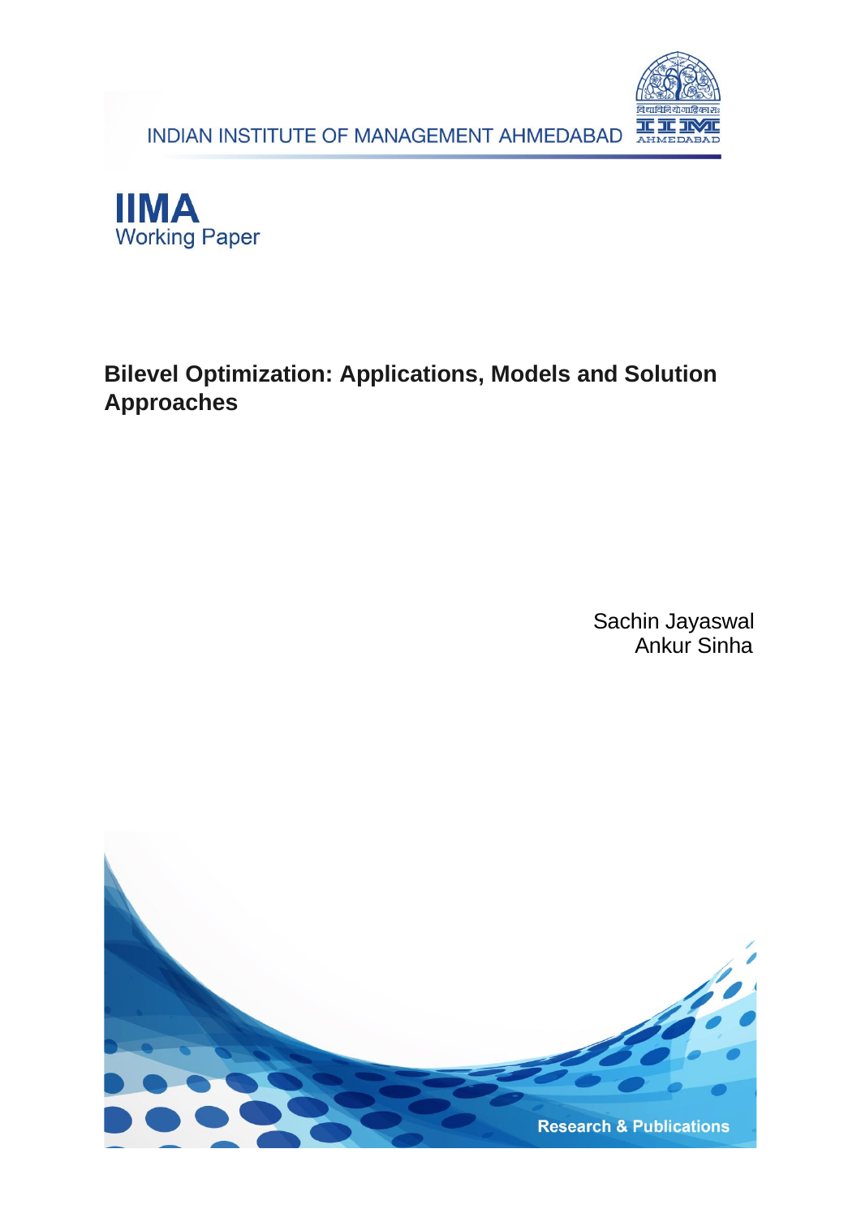INDIAN INSTITUTE OF MANAGEMENT AHMEDABAD

**IIMA**
Working Paper

# Bilevel Optimization: Applications, Models and Solution Approaches

Sachin Jayaswal
Ankur Sinha

Research & Publications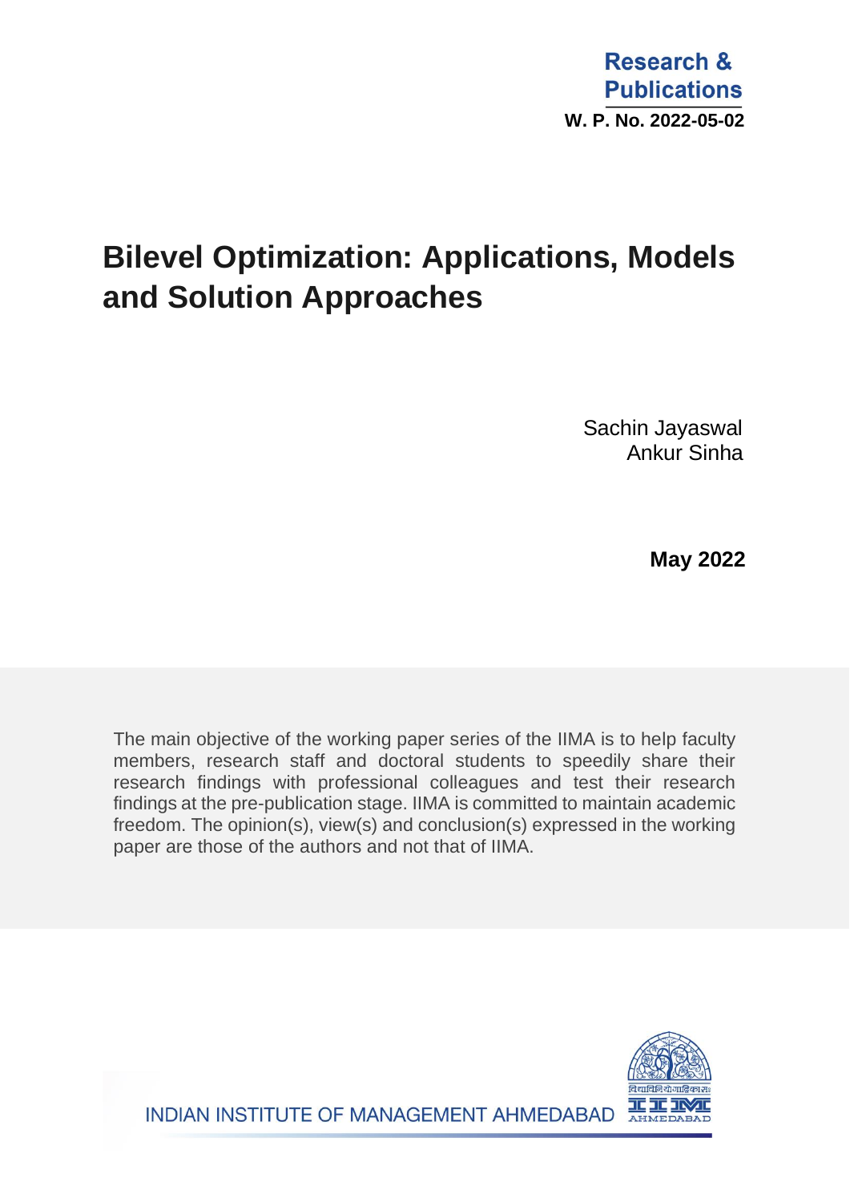Research & Publications

W. P. No. 2022-05-02

# Bilevel Optimization: Applications, Models and Solution Approaches

Sachin Jayaswal
Ankur Sinha

**May 2022**

The main objective of the working paper series of the IIMA is to help faculty members, research staff and doctoral students to speedily share their research findings with professional colleagues and test their research findings at the pre-publication stage. IIMA is committed to maintain academic freedom. The opinion(s), view(s) and conclusion(s) expressed in the working paper are those of the authors and not that of IIMA.

INDIAN INSTITUTE OF MANAGEMENT AHMEDABAD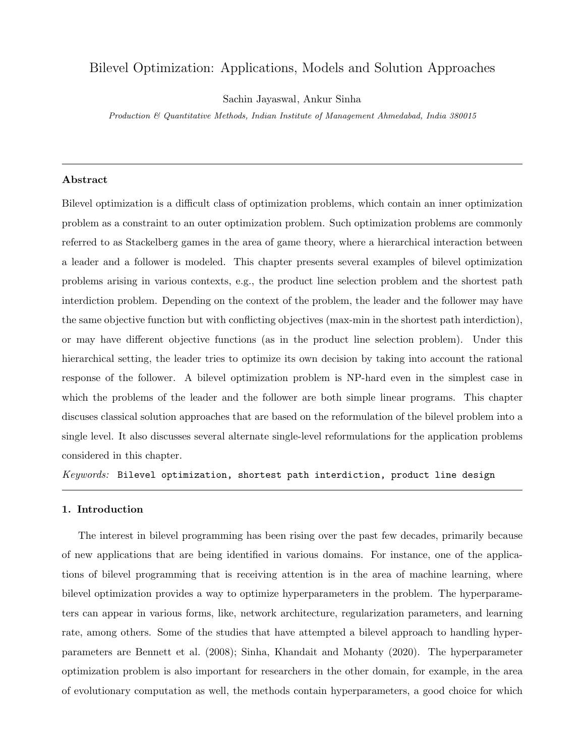# Bilevel Optimization: Applications, Models and Solution Approaches

Sachin Jayaswal, Ankur Sinha

*Production & Quantitative Methods, Indian Institute of Management Ahmedabad, India 380015*

---

## Abstract

Bilevel optimization is a difficult class of optimization problems, which contain an inner optimization problem as a constraint to an outer optimization problem. Such optimization problems are commonly referred to as Stackelberg games in the area of game theory, where a hierarchical interaction between a leader and a follower is modeled. This chapter presents several examples of bilevel optimization problems arising in various contexts, e.g., the product line selection problem and the shortest path interdiction problem. Depending on the context of the problem, the leader and the follower may have the same objective function but with conflicting objectives (max-min in the shortest path interdiction), or may have different objective functions (as in the product line selection problem). Under this hierarchical setting, the leader tries to optimize its own decision by taking into account the rational response of the follower. A bilevel optimization problem is NP-hard even in the simplest case in which the problems of the leader and the follower are both simple linear programs. This chapter discuses classical solution approaches that are based on the reformulation of the bilevel problem into a single level. It also discusses several alternate single-level reformulations for the application problems considered in this chapter.

*Keywords:* `Bilevel optimization, shortest path interdiction, product line design`

---

## 1. Introduction

The interest in bilevel programming has been rising over the past few decades, primarily because of new applications that are being identified in various domains. For instance, one of the applications of bilevel programming that is receiving attention is in the area of machine learning, where bilevel optimization provides a way to optimize hyperparameters in the problem. The hyperparameters can appear in various forms, like, network architecture, regularization parameters, and learning rate, among others. Some of the studies that have attempted a bilevel approach to handling hyperparameters are Bennett et al. (2008); Sinha, Khandait and Mohanty (2020). The hyperparameter optimization problem is also important for researchers in the other domain, for example, in the area of evolutionary computation as well, the methods contain hyperparameters, a good choice for which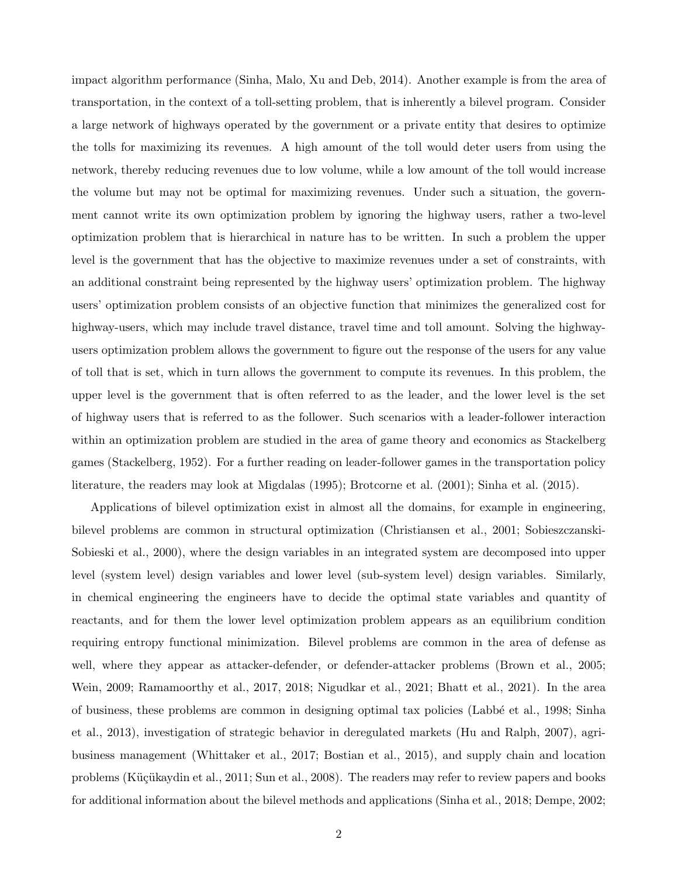impact algorithm performance (Sinha, Malo, Xu and Deb, 2014). Another example is from the area of transportation, in the context of a toll-setting problem, that is inherently a bilevel program. Consider a large network of highways operated by the government or a private entity that desires to optimize the tolls for maximizing its revenues. A high amount of the toll would deter users from using the network, thereby reducing revenues due to low volume, while a low amount of the toll would increase the volume but may not be optimal for maximizing revenues. Under such a situation, the government cannot write its own optimization problem by ignoring the highway users, rather a two-level optimization problem that is hierarchical in nature has to be written. In such a problem the upper level is the government that has the objective to maximize revenues under a set of constraints, with an additional constraint being represented by the highway users' optimization problem. The highway users' optimization problem consists of an objective function that minimizes the generalized cost for highway-users, which may include travel distance, travel time and toll amount. Solving the highway-users optimization problem allows the government to figure out the response of the users for any value of toll that is set, which in turn allows the government to compute its revenues. In this problem, the upper level is the government that is often referred to as the leader, and the lower level is the set of highway users that is referred to as the follower. Such scenarios with a leader-follower interaction within an optimization problem are studied in the area of game theory and economics as Stackelberg games (Stackelberg, 1952). For a further reading on leader-follower games in the transportation policy literature, the readers may look at Migdalas (1995); Brotcorne et al. (2001); Sinha et al. (2015).

Applications of bilevel optimization exist in almost all the domains, for example in engineering, bilevel problems are common in structural optimization (Christiansen et al., 2001; Sobieszczanski-Sobieski et al., 2000), where the design variables in an integrated system are decomposed into upper level (system level) design variables and lower level (sub-system level) design variables. Similarly, in chemical engineering the engineers have to decide the optimal state variables and quantity of reactants, and for them the lower level optimization problem appears as an equilibrium condition requiring entropy functional minimization. Bilevel problems are common in the area of defense as well, where they appear as attacker-defender, or defender-attacker problems (Brown et al., 2005; Wein, 2009; Ramamoorthy et al., 2017, 2018; Nigudkar et al., 2021; Bhatt et al., 2021). In the area of business, these problems are common in designing optimal tax policies (Labbé et al., 1998; Sinha et al., 2013), investigation of strategic behavior in deregulated markets (Hu and Ralph, 2007), agri-business management (Whittaker et al., 2017; Bostian et al., 2015), and supply chain and location problems (Küçükaydin et al., 2011; Sun et al., 2008). The readers may refer to review papers and books for additional information about the bilevel methods and applications (Sinha et al., 2018; Dempe, 2002;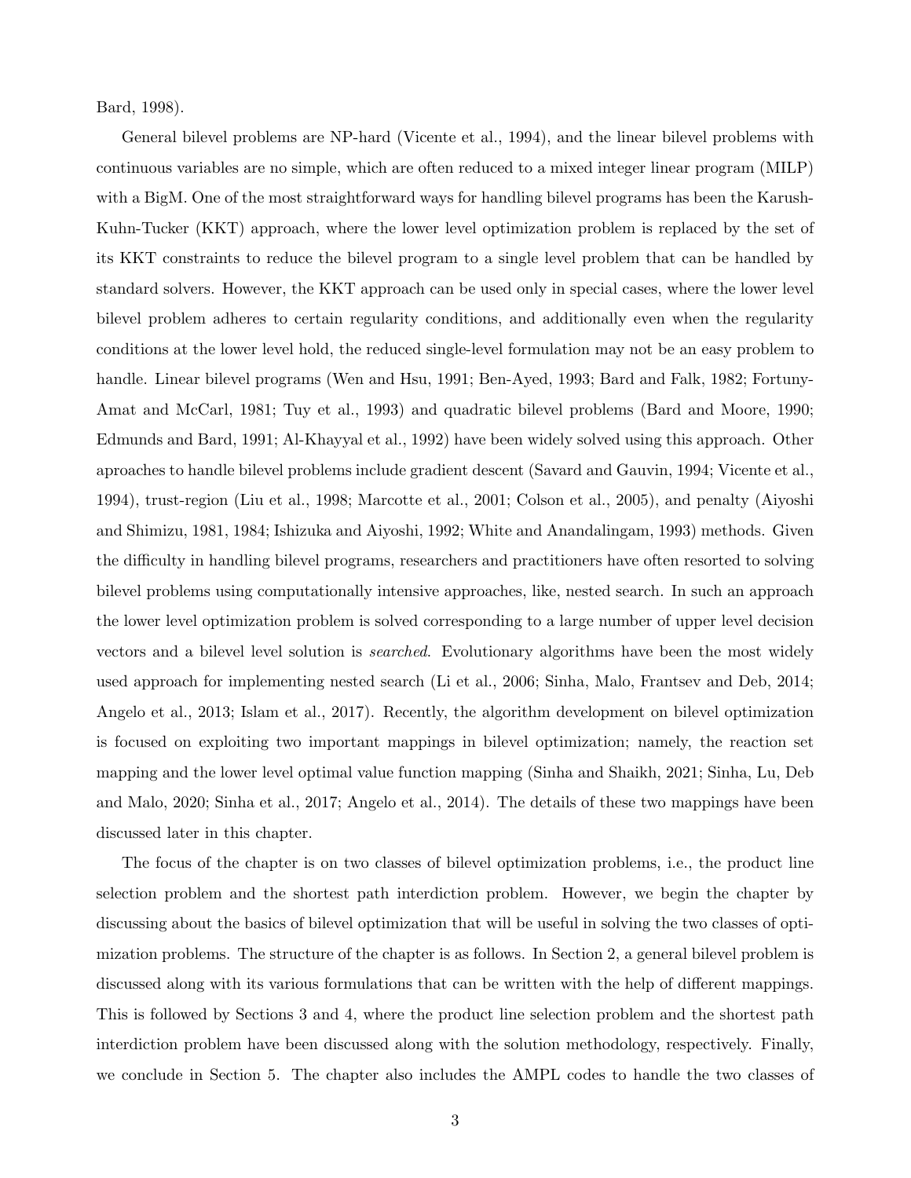Bard, 1998).

General bilevel problems are NP-hard (Vicente et al., 1994), and the linear bilevel problems with continuous variables are no simple, which are often reduced to a mixed integer linear program (MILP) with a BigM. One of the most straightforward ways for handling bilevel programs has been the Karush-Kuhn-Tucker (KKT) approach, where the lower level optimization problem is replaced by the set of its KKT constraints to reduce the bilevel program to a single level problem that can be handled by standard solvers. However, the KKT approach can be used only in special cases, where the lower level bilevel problem adheres to certain regularity conditions, and additionally even when the regularity conditions at the lower level hold, the reduced single-level formulation may not be an easy problem to handle. Linear bilevel programs (Wen and Hsu, 1991; Ben-Ayed, 1993; Bard and Falk, 1982; Fortuny-Amat and McCarl, 1981; Tuy et al., 1993) and quadratic bilevel problems (Bard and Moore, 1990; Edmunds and Bard, 1991; Al-Khayyal et al., 1992) have been widely solved using this approach. Other aproaches to handle bilevel problems include gradient descent (Savard and Gauvin, 1994; Vicente et al., 1994), trust-region (Liu et al., 1998; Marcotte et al., 2001; Colson et al., 2005), and penalty (Aiyoshi and Shimizu, 1981, 1984; Ishizuka and Aiyoshi, 1992; White and Anandalingam, 1993) methods. Given the difficulty in handling bilevel programs, researchers and practitioners have often resorted to solving bilevel problems using computationally intensive approaches, like, nested search. In such an approach the lower level optimization problem is solved corresponding to a large number of upper level decision vectors and a bilevel level solution is *searched*. Evolutionary algorithms have been the most widely used approach for implementing nested search (Li et al., 2006; Sinha, Malo, Frantsev and Deb, 2014; Angelo et al., 2013; Islam et al., 2017). Recently, the algorithm development on bilevel optimization is focused on exploiting two important mappings in bilevel optimization; namely, the reaction set mapping and the lower level optimal value function mapping (Sinha and Shaikh, 2021; Sinha, Lu, Deb and Malo, 2020; Sinha et al., 2017; Angelo et al., 2014). The details of these two mappings have been discussed later in this chapter.

The focus of the chapter is on two classes of bilevel optimization problems, i.e., the product line selection problem and the shortest path interdiction problem. However, we begin the chapter by discussing about the basics of bilevel optimization that will be useful in solving the two classes of optimization problems. The structure of the chapter is as follows. In Section 2, a general bilevel problem is discussed along with its various formulations that can be written with the help of different mappings. This is followed by Sections 3 and 4, where the product line selection problem and the shortest path interdiction problem have been discussed along with the solution methodology, respectively. Finally, we conclude in Section 5. The chapter also includes the AMPL codes to handle the two classes of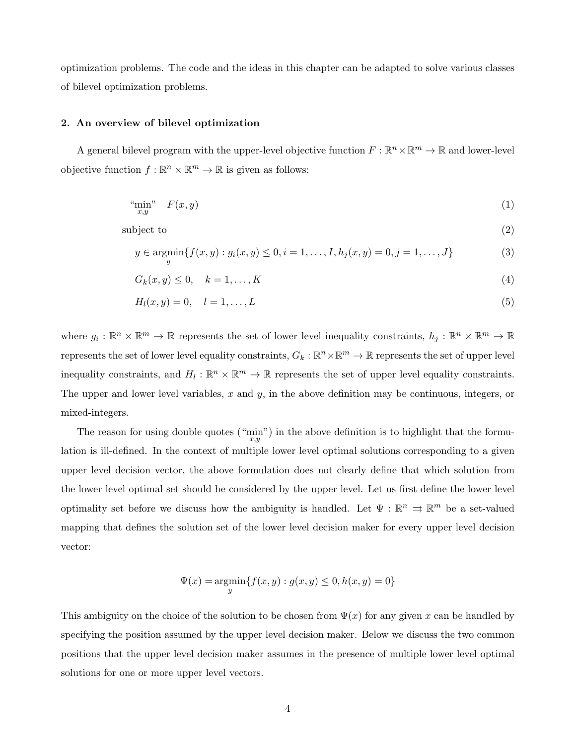optimization problems. The code and the ideas in this chapter can be adapted to solve various classes of bilevel optimization problems.

## 2. An overview of bilevel optimization

A general bilevel program with the upper-level objective function $F : \mathbb{R}^n \times \mathbb{R}^m \to \mathbb{R}$ and lower-level objective function $f : \mathbb{R}^n \times \mathbb{R}^m \to \mathbb{R}$ is given as follows:

$$\underset{x,y}{\text{"min"}} \quad F(x, y) \tag{1}$$

$$\text{subject to} \tag{2}$$

$$y \in \underset{y}{\operatorname{argmin}}\{f(x, y) : g_i(x, y) \leq 0, i = 1, \ldots, I, h_j(x, y) = 0, j = 1, \ldots, J\} \tag{3}$$

$$G_k(x, y) \leq 0, \quad k = 1, \ldots, K \tag{4}$$

$$H_l(x, y) = 0, \quad l = 1, \ldots, L \tag{5}$$

where $g_i : \mathbb{R}^n \times \mathbb{R}^m \to \mathbb{R}$ represents the set of lower level inequality constraints, $h_j : \mathbb{R}^n \times \mathbb{R}^m \to \mathbb{R}$ represents the set of lower level equality constraints, $G_k : \mathbb{R}^n \times \mathbb{R}^m \to \mathbb{R}$ represents the set of upper level inequality constraints, and $H_l : \mathbb{R}^n \times \mathbb{R}^m \to \mathbb{R}$ represents the set of upper level equality constraints. The upper and lower level variables, $x$ and $y$, in the above definition may be continuous, integers, or mixed-integers.

The reason for using double quotes ("$\underset{x,y}{\min}$") in the above definition is to highlight that the formulation is ill-defined. In the context of multiple lower level optimal solutions corresponding to a given upper level decision vector, the above formulation does not clearly define that which solution from the lower level optimal set should be considered by the upper level. Let us first define the lower level optimality set before we discuss how the ambiguity is handled. Let $\Psi : \mathbb{R}^n \rightrightarrows \mathbb{R}^m$ be a set-valued mapping that defines the solution set of the lower level decision maker for every upper level decision vector:

$$\Psi(x) = \underset{y}{\operatorname{argmin}}\{f(x, y) : g(x, y) \leq 0, h(x, y) = 0\}$$

This ambiguity on the choice of the solution to be chosen from $\Psi(x)$ for any given $x$ can be handled by specifying the position assumed by the upper level decision maker. Below we discuss the two common positions that the upper level decision maker assumes in the presence of multiple lower level optimal solutions for one or more upper level vectors.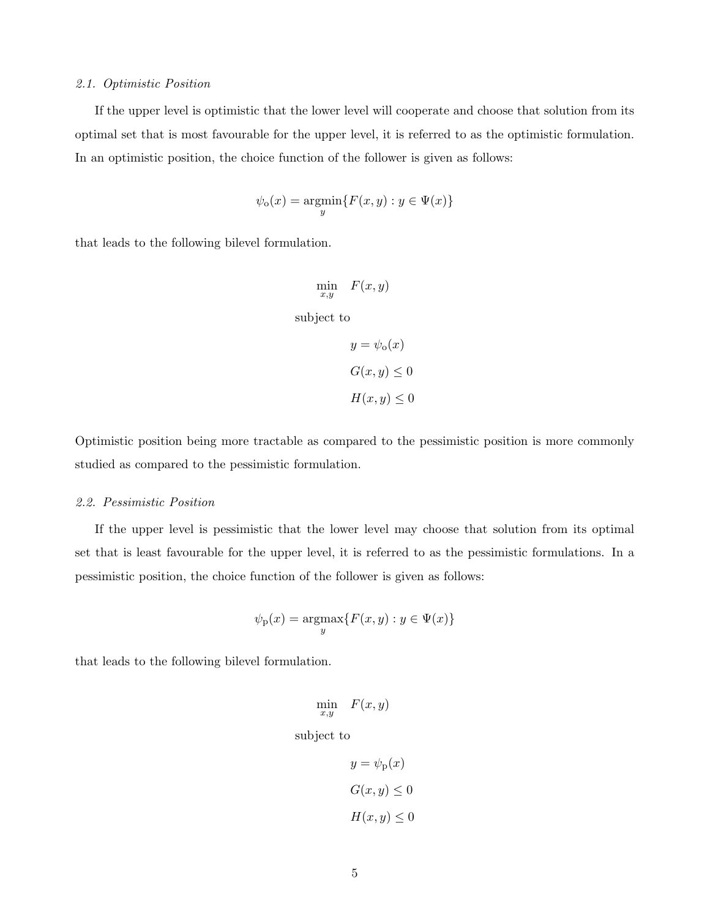### *2.1. Optimistic Position*

If the upper level is optimistic that the lower level will cooperate and choose that solution from its optimal set that is most favourable for the upper level, it is referred to as the optimistic formulation. In an optimistic position, the choice function of the follower is given as follows:

$$\psi_{\mathrm{o}}(x) = \underset{y}{\operatorname{argmin}}\{F(x,y) : y \in \Psi(x)\}$$

that leads to the following bilevel formulation.

$$
\begin{aligned}
&\min_{x,y} \quad F(x,y) \\
&\text{subject to} \\
&\qquad\qquad y = \psi_{\mathrm{o}}(x) \\
&\qquad\qquad G(x,y) \leq 0 \\
&\qquad\qquad H(x,y) \leq 0
\end{aligned}
$$

Optimistic position being more tractable as compared to the pessimistic position is more commonly studied as compared to the pessimistic formulation.

### *2.2. Pessimistic Position*

If the upper level is pessimistic that the lower level may choose that solution from its optimal set that is least favourable for the upper level, it is referred to as the pessimistic formulations. In a pessimistic position, the choice function of the follower is given as follows:

$$\psi_{\mathrm{p}}(x) = \underset{y}{\operatorname{argmax}}\{F(x,y) : y \in \Psi(x)\}$$

that leads to the following bilevel formulation.

$$
\begin{aligned}
&\min_{x,y} \quad F(x,y) \\
&\text{subject to} \\
&\qquad\qquad y = \psi_{\mathrm{p}}(x) \\
&\qquad\qquad G(x,y) \leq 0 \\
&\qquad\qquad H(x,y) \leq 0
\end{aligned}
$$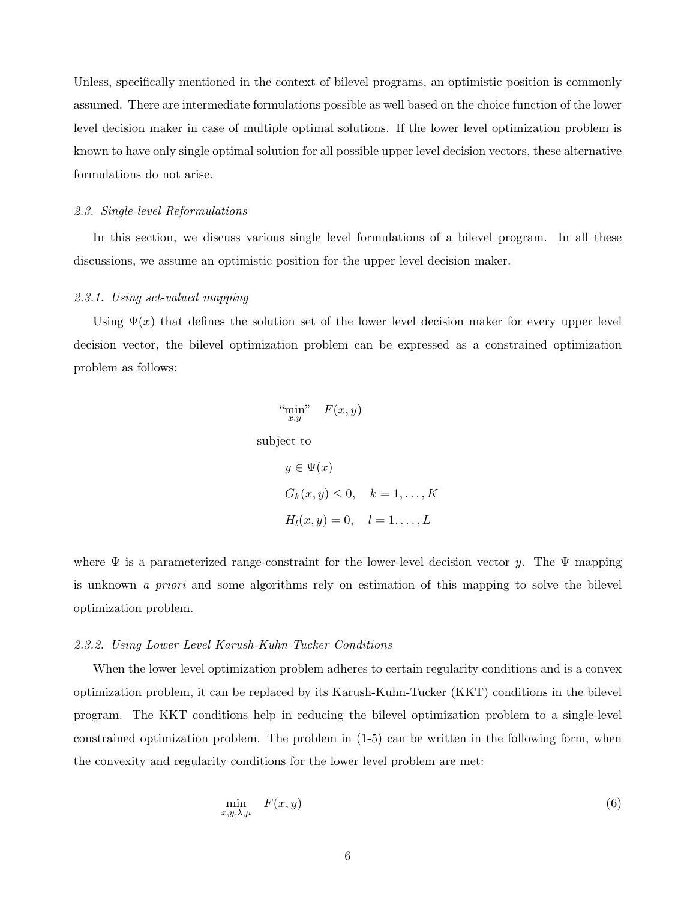Unless, specifically mentioned in the context of bilevel programs, an optimistic position is commonly assumed. There are intermediate formulations possible as well based on the choice function of the lower level decision maker in case of multiple optimal solutions. If the lower level optimization problem is known to have only single optimal solution for all possible upper level decision vectors, these alternative formulations do not arise.

### *2.3. Single-level Reformulations*

In this section, we discuss various single level formulations of a bilevel program. In all these discussions, we assume an optimistic position for the upper level decision maker.

#### *2.3.1. Using set-valued mapping*

Using $\Psi(x)$ that defines the solution set of the lower level decision maker for every upper level decision vector, the bilevel optimization problem can be expressed as a constrained optimization problem as follows:

$$
\begin{aligned}
&\text{“}\min_{x,y}\text{”} \quad F(x,y) \\
&\text{subject to} \\
&\quad y \in \Psi(x) \\
&\quad G_k(x,y) \leq 0, \quad k = 1, \ldots, K \\
&\quad H_l(x,y) = 0, \quad l = 1, \ldots, L
\end{aligned}
$$

where $\Psi$ is a parameterized range-constraint for the lower-level decision vector $y$. The $\Psi$ mapping is unknown *a priori* and some algorithms rely on estimation of this mapping to solve the bilevel optimization problem.

#### *2.3.2. Using Lower Level Karush-Kuhn-Tucker Conditions*

When the lower level optimization problem adheres to certain regularity conditions and is a convex optimization problem, it can be replaced by its Karush-Kuhn-Tucker (KKT) conditions in the bilevel program. The KKT conditions help in reducing the bilevel optimization problem to a single-level constrained optimization problem. The problem in (1-5) can be written in the following form, when the convexity and regularity conditions for the lower level problem are met:

$$
\min_{x,y,\lambda,\mu} \quad F(x,y) \tag{6}
$$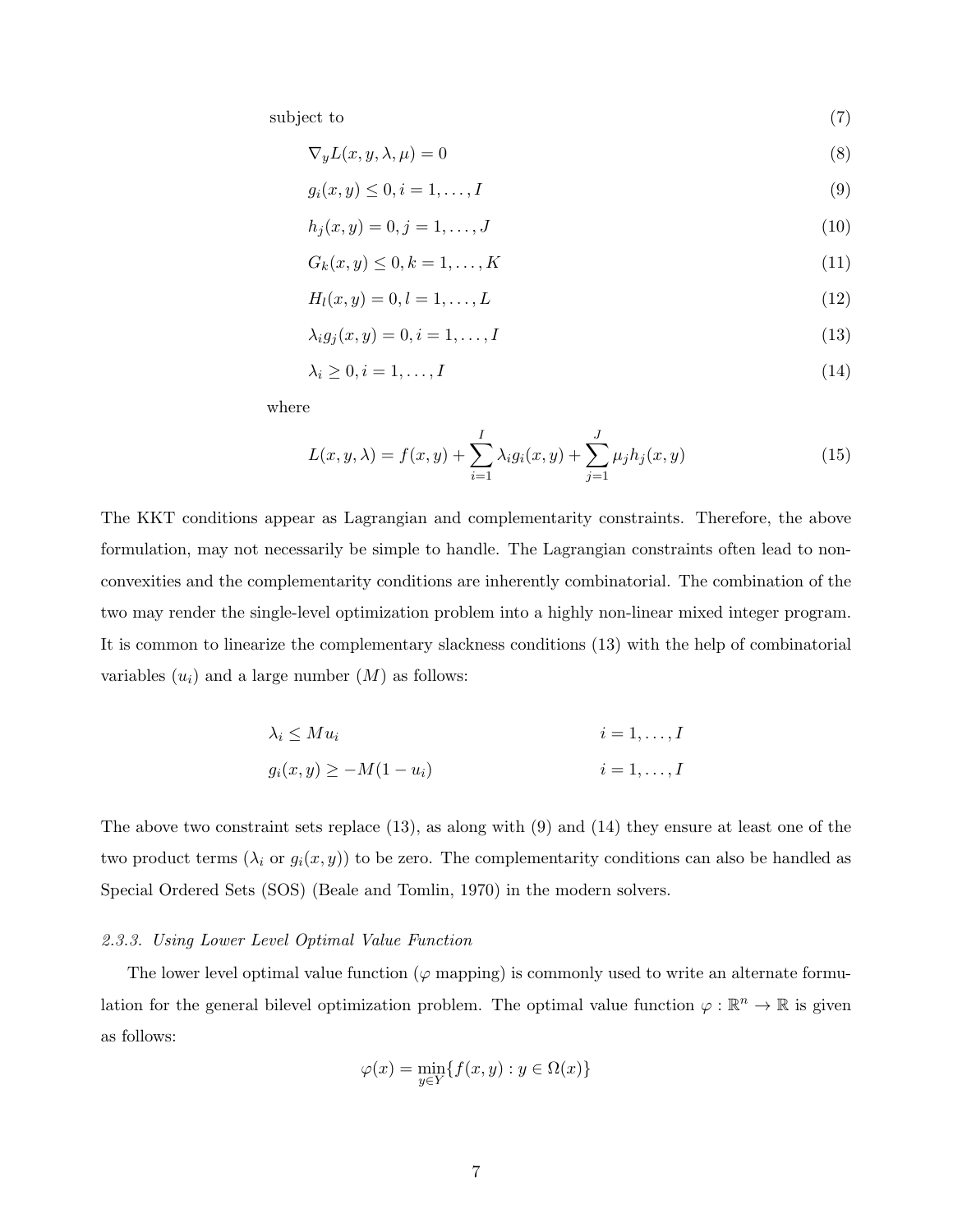subject to (7)

$$\nabla_y L(x, y, \lambda, \mu) = 0 \tag{8}$$

$$g_i(x, y) \leq 0, i = 1, \ldots, I \tag{9}$$

$$h_j(x, y) = 0, j = 1, \ldots, J \tag{10}$$

$$G_k(x, y) \leq 0, k = 1, \ldots, K \tag{11}$$

$$H_l(x, y) = 0, l = 1, \ldots, L \tag{12}$$

$$\lambda_i g_j(x, y) = 0, i = 1, \ldots, I \tag{13}$$

$$\lambda_i \geq 0, i = 1, \ldots, I \tag{14}$$

where

$$L(x, y, \lambda) = f(x, y) + \sum_{i=1}^{I} \lambda_i g_i(x, y) + \sum_{j=1}^{J} \mu_j h_j(x, y) \tag{15}$$

The KKT conditions appear as Lagrangian and complementarity constraints. Therefore, the above formulation, may not necessarily be simple to handle. The Lagrangian constraints often lead to non-convexities and the complementarity conditions are inherently combinatorial. The combination of the two may render the single-level optimization problem into a highly non-linear mixed integer program. It is common to linearize the complementary slackness conditions (13) with the help of combinatorial variables ($u_i$) and a large number ($M$) as follows:

$$\lambda_i \leq M u_i \qquad i = 1, \ldots, I$$

$$g_i(x, y) \geq -M(1 - u_i) \qquad i = 1, \ldots, I$$

The above two constraint sets replace (13), as along with (9) and (14) they ensure at least one of the two product terms ($\lambda_i$ or $g_i(x, y)$) to be zero. The complementarity conditions can also be handled as Special Ordered Sets (SOS) (Beale and Tomlin, 1970) in the modern solvers.

### *2.3.3. Using Lower Level Optimal Value Function*

The lower level optimal value function ($\varphi$ mapping) is commonly used to write an alternate formulation for the general bilevel optimization problem. The optimal value function $\varphi : \mathbb{R}^n \to \mathbb{R}$ is given as follows:

$$\varphi(x) = \min_{y \in Y} \{f(x, y) : y \in \Omega(x)\}$$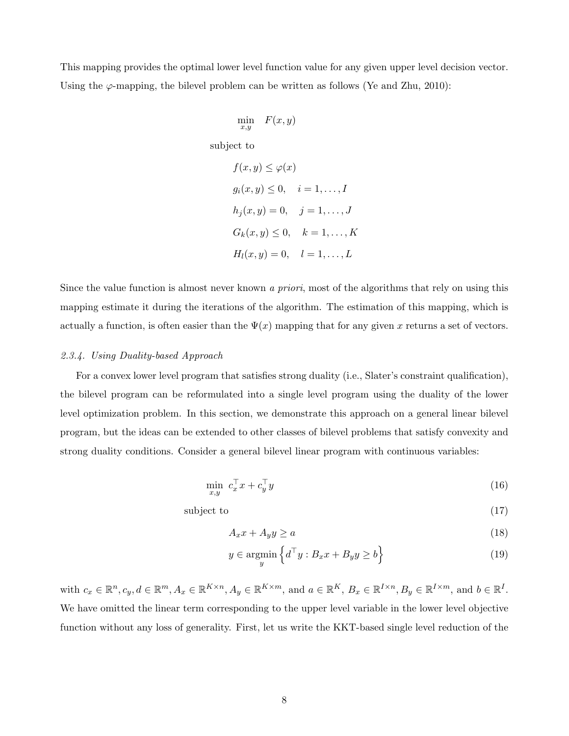This mapping provides the optimal lower level function value for any given upper level decision vector. Using the $\varphi$-mapping, the bilevel problem can be written as follows (Ye and Zhu, 2010):

$$
\begin{aligned}
\min_{x,y} \quad & F(x,y) \\
\text{subject to} \quad & \\
& f(x,y) \leq \varphi(x) \\
& g_i(x,y) \leq 0, \quad i = 1,\ldots,I \\
& h_j(x,y) = 0, \quad j = 1,\ldots,J \\
& G_k(x,y) \leq 0, \quad k = 1,\ldots,K \\
& H_l(x,y) = 0, \quad l = 1,\ldots,L
\end{aligned}
$$

Since the value function is almost never known *a priori*, most of the algorithms that rely on using this mapping estimate it during the iterations of the algorithm. The estimation of this mapping, which is actually a function, is often easier than the $\Psi(x)$ mapping that for any given $x$ returns a set of vectors.

#### *2.3.4. Using Duality-based Approach*

For a convex lower level program that satisfies strong duality (i.e., Slater's constraint qualification), the bilevel program can be reformulated into a single level program using the duality of the lower level optimization problem. In this section, we demonstrate this approach on a general linear bilevel program, but the ideas can be extended to other classes of bilevel problems that satisfy convexity and strong duality conditions. Consider a general bilevel linear program with continuous variables:

$$\min_{x,y} \; c_x^\top x + c_y^\top y \tag{16}$$

$$\text{subject to} \tag{17}$$

$$A_x x + A_y y \geq a \tag{18}$$

$$y \in \operatorname*{argmin}_y \left\{ d^\top y : B_x x + B_y y \geq b \right\} \tag{19}$$

with $c_x \in \mathbb{R}^n, c_y, d \in \mathbb{R}^m, A_x \in \mathbb{R}^{K \times n}, A_y \in \mathbb{R}^{K \times m}$, and $a \in \mathbb{R}^K$, $B_x \in \mathbb{R}^{I \times n}, B_y \in \mathbb{R}^{I \times m}$, and $b \in \mathbb{R}^I$. We have omitted the linear term corresponding to the upper level variable in the lower level objective function without any loss of generality. First, let us write the KKT-based single level reduction of the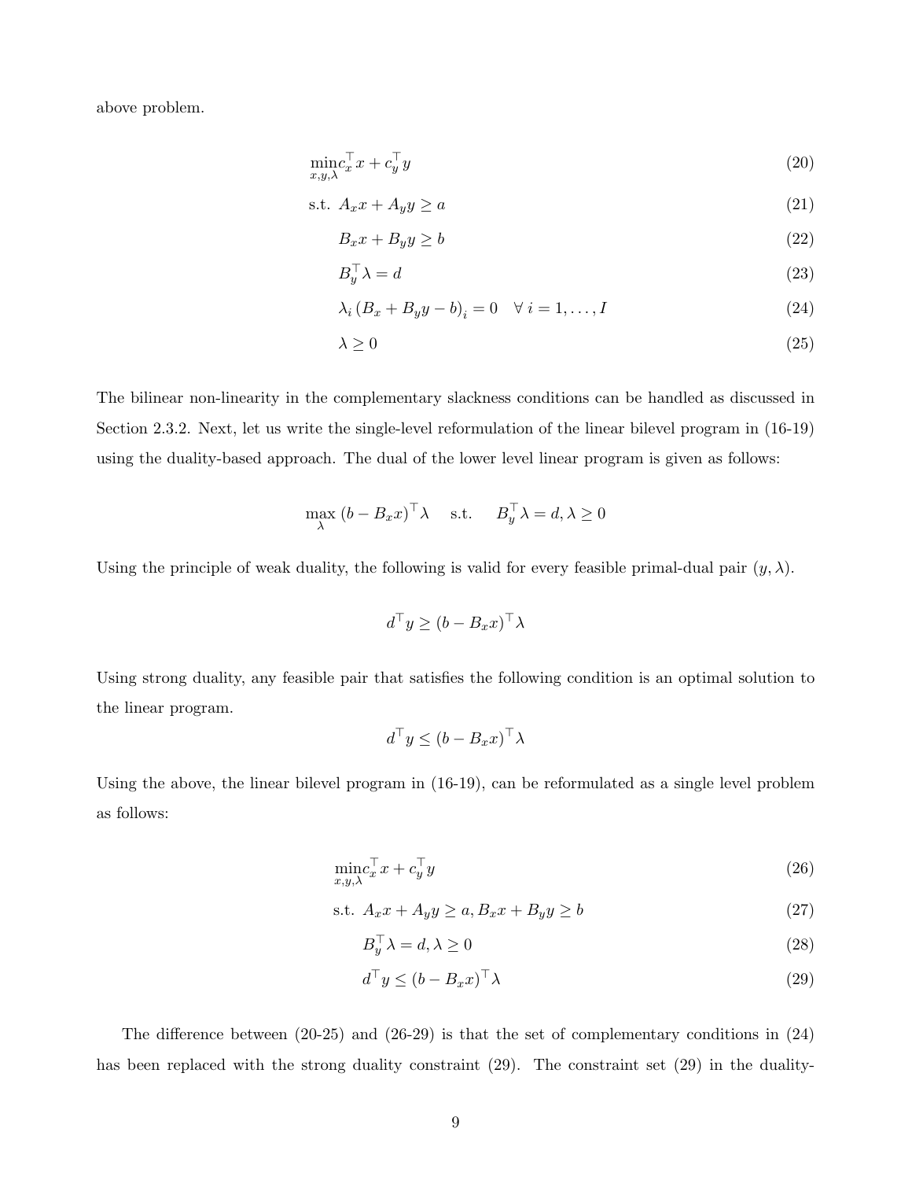above problem.

$$\min_{x,y,\lambda} c_x^\top x + c_y^\top y \tag{20}$$

$$\text{s.t.}\ \ A_x x + A_y y \geq a \tag{21}$$

$$B_x x + B_y y \geq b \tag{22}$$

$$B_y^\top \lambda = d \tag{23}$$

$$\lambda_i \left(B_x + B_y y - b\right)_i = 0 \quad \forall\, i = 1, \ldots, I \tag{24}$$

$$\lambda \geq 0 \tag{25}$$

The bilinear non-linearity in the complementary slackness conditions can be handled as discussed in Section 2.3.2. Next, let us write the single-level reformulation of the linear bilevel program in (16-19) using the duality-based approach. The dual of the lower level linear program is given as follows:

$$\max_{\lambda}\ (b - B_x x)^\top \lambda \quad \text{s.t.} \quad B_y^\top \lambda = d, \lambda \geq 0$$

Using the principle of weak duality, the following is valid for every feasible primal-dual pair $(y, \lambda)$.

$$d^\top y \geq (b - B_x x)^\top \lambda$$

Using strong duality, any feasible pair that satisfies the following condition is an optimal solution to the linear program.

$$d^\top y \leq (b - B_x x)^\top \lambda$$

Using the above, the linear bilevel program in (16-19), can be reformulated as a single level problem as follows:

$$\min_{x,y,\lambda} c_x^\top x + c_y^\top y \tag{26}$$

$$\text{s.t.}\ \ A_x x + A_y y \geq a, B_x x + B_y y \geq b \tag{27}$$

$$B_y^\top \lambda = d, \lambda \geq 0 \tag{28}$$

$$d^\top y \leq (b - B_x x)^\top \lambda \tag{29}$$

The difference between (20-25) and (26-29) is that the set of complementary conditions in (24) has been replaced with the strong duality constraint (29). The constraint set (29) in the duality-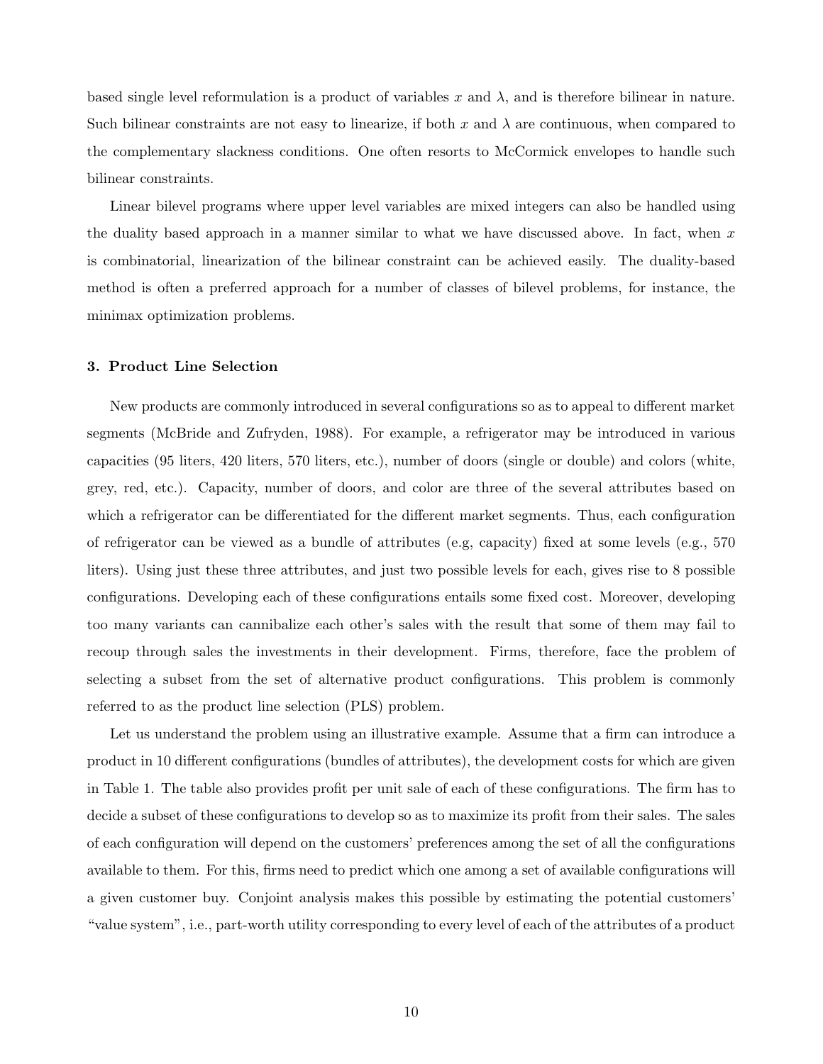based single level reformulation is a product of variables $x$ and $\lambda$, and is therefore bilinear in nature. Such bilinear constraints are not easy to linearize, if both $x$ and $\lambda$ are continuous, when compared to the complementary slackness conditions. One often resorts to McCormick envelopes to handle such bilinear constraints.

Linear bilevel programs where upper level variables are mixed integers can also be handled using the duality based approach in a manner similar to what we have discussed above. In fact, when $x$ is combinatorial, linearization of the bilinear constraint can be achieved easily. The duality-based method is often a preferred approach for a number of classes of bilevel problems, for instance, the minimax optimization problems.

### 3. Product Line Selection

New products are commonly introduced in several configurations so as to appeal to different market segments (McBride and Zufryden, 1988). For example, a refrigerator may be introduced in various capacities (95 liters, 420 liters, 570 liters, etc.), number of doors (single or double) and colors (white, grey, red, etc.). Capacity, number of doors, and color are three of the several attributes based on which a refrigerator can be differentiated for the different market segments. Thus, each configuration of refrigerator can be viewed as a bundle of attributes (e.g, capacity) fixed at some levels (e.g., 570 liters). Using just these three attributes, and just two possible levels for each, gives rise to 8 possible configurations. Developing each of these configurations entails some fixed cost. Moreover, developing too many variants can cannibalize each other's sales with the result that some of them may fail to recoup through sales the investments in their development. Firms, therefore, face the problem of selecting a subset from the set of alternative product configurations. This problem is commonly referred to as the product line selection (PLS) problem.

Let us understand the problem using an illustrative example. Assume that a firm can introduce a product in 10 different configurations (bundles of attributes), the development costs for which are given in Table 1. The table also provides profit per unit sale of each of these configurations. The firm has to decide a subset of these configurations to develop so as to maximize its profit from their sales. The sales of each configuration will depend on the customers' preferences among the set of all the configurations available to them. For this, firms need to predict which one among a set of available configurations will a given customer buy. Conjoint analysis makes this possible by estimating the potential customers' "value system", i.e., part-worth utility corresponding to every level of each of the attributes of a product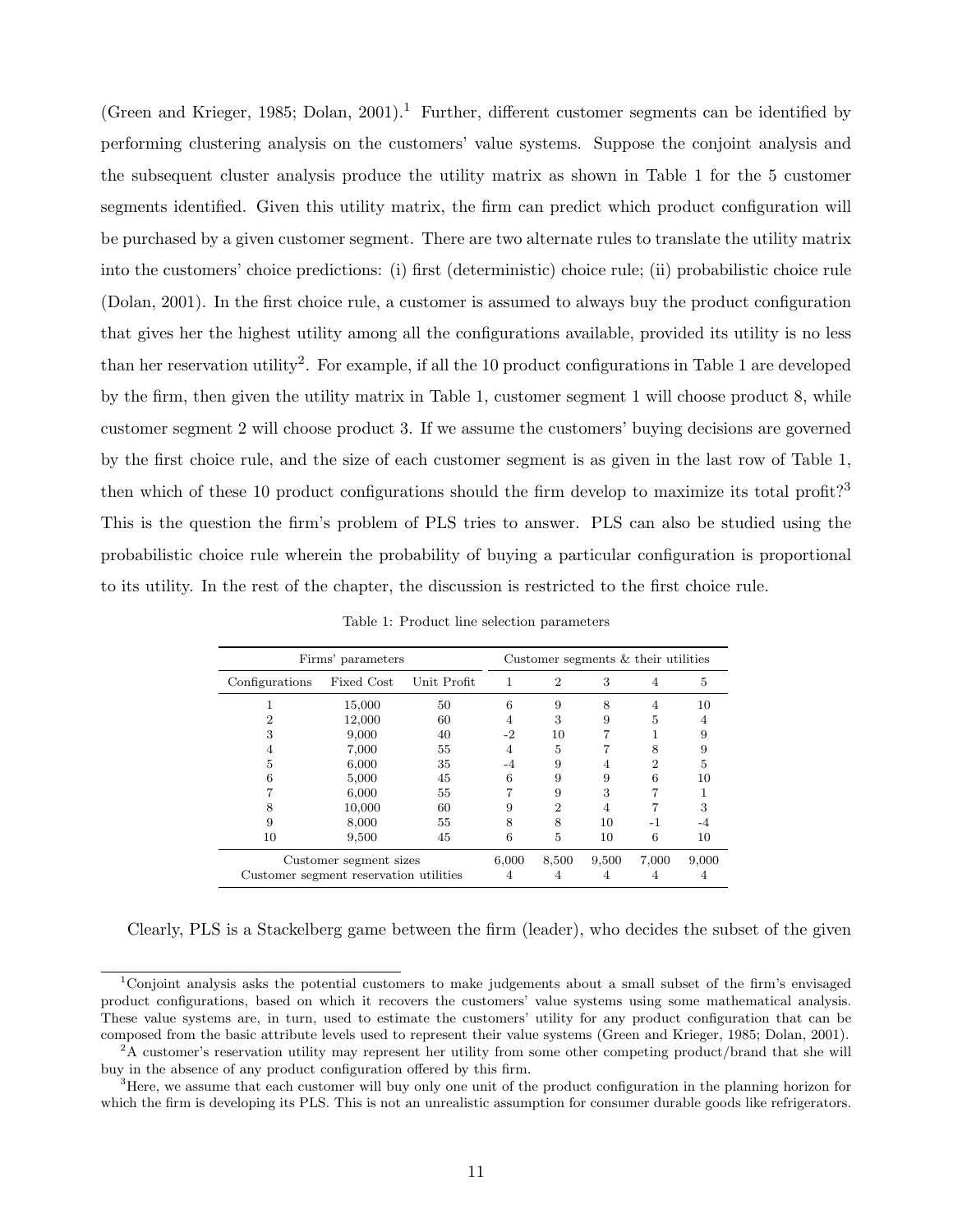(Green and Krieger, 1985; Dolan, 2001).[1] Further, different customer segments can be identified by performing clustering analysis on the customers' value systems. Suppose the conjoint analysis and the subsequent cluster analysis produce the utility matrix as shown in Table 1 for the 5 customer segments identified. Given this utility matrix, the firm can predict which product configuration will be purchased by a given customer segment. There are two alternate rules to translate the utility matrix into the customers' choice predictions: (i) first (deterministic) choice rule; (ii) probabilistic choice rule (Dolan, 2001). In the first choice rule, a customer is assumed to always buy the product configuration that gives her the highest utility among all the configurations available, provided its utility is no less than her reservation utility[2]. For example, if all the 10 product configurations in Table 1 are developed by the firm, then given the utility matrix in Table 1, customer segment 1 will choose product 8, while customer segment 2 will choose product 3. If we assume the customers' buying decisions are governed by the first choice rule, and the size of each customer segment is as given in the last row of Table 1, then which of these 10 product configurations should the firm develop to maximize its total profit?[3] This is the question the firm's problem of PLS tries to answer. PLS can also be studied using the probabilistic choice rule wherein the probability of buying a particular configuration is proportional to its utility. In the rest of the chapter, the discussion is restricted to the first choice rule.

Table 1: Product line selection parameters

| Firms' parameters | | | Customer segments & their utilities | | | | |
|---|---|---|---|---|---|---|---|
| Configurations | Fixed Cost | Unit Profit | 1 | 2 | 3 | 4 | 5 |
| 1 | 15,000 | 50 | 6 | 9 | 8 | 4 | 10 |
| 2 | 12,000 | 60 | 4 | 3 | 9 | 5 | 4 |
| 3 | 9,000 | 40 | -2 | 10 | 7 | 1 | 9 |
| 4 | 7,000 | 55 | 4 | 5 | 7 | 8 | 9 |
| 5 | 6,000 | 35 | -4 | 9 | 4 | 2 | 5 |
| 6 | 5,000 | 45 | 6 | 9 | 9 | 6 | 10 |
| 7 | 6,000 | 55 | 7 | 9 | 3 | 7 | 1 |
| 8 | 10,000 | 60 | 9 | 2 | 4 | 7 | 3 |
| 9 | 8,000 | 55 | 8 | 8 | 10 | -1 | -4 |
| 10 | 9,500 | 45 | 6 | 5 | 10 | 6 | 10 |
| Customer segment sizes | | | 6,000 | 8,500 | 9,500 | 7,000 | 9,000 |
| Customer segment reservation utilities | | | 4 | 4 | 4 | 4 | 4 |

Clearly, PLS is a Stackelberg game between the firm (leader), who decides the subset of the given

[1] Conjoint analysis asks the potential customers to make judgements about a small subset of the firm's envisaged product configurations, based on which it recovers the customers' value systems using some mathematical analysis. These value systems are, in turn, used to estimate the customers' utility for any product configuration that can be composed from the basic attribute levels used to represent their value systems (Green and Krieger, 1985; Dolan, 2001).

[2] A customer's reservation utility may represent her utility from some other competing product/brand that she will buy in the absence of any product configuration offered by this firm.

[3] Here, we assume that each customer will buy only one unit of the product configuration in the planning horizon for which the firm is developing its PLS. This is not an unrealistic assumption for consumer durable goods like refrigerators.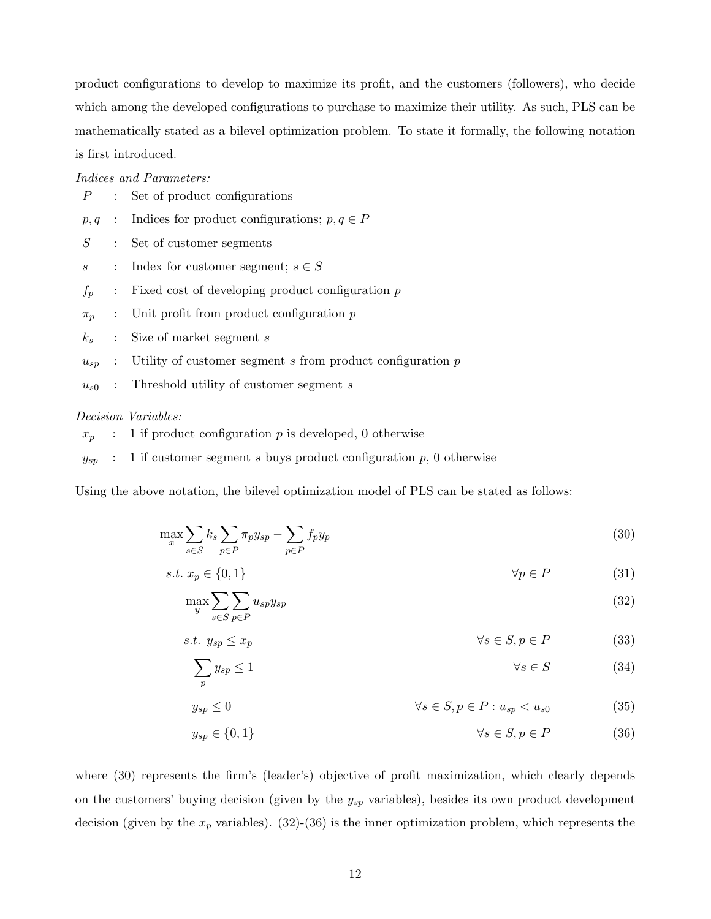product configurations to develop to maximize its profit, and the customers (followers), who decide which among the developed configurations to purchase to maximize their utility. As such, PLS can be mathematically stated as a bilevel optimization problem. To state it formally, the following notation is first introduced.

*Indices and Parameters:*

- $P$ : Set of product configurations
- $p, q$ : Indices for product configurations; $p, q \in P$
- $S$ : Set of customer segments
- $s$ : Index for customer segment; $s \in S$
- $f_p$ : Fixed cost of developing product configuration $p$
- $\pi_p$ : Unit profit from product configuration $p$
- $k_s$ : Size of market segment $s$
- $u_{sp}$ : Utility of customer segment $s$ from product configuration $p$
- $u_{s0}$ : Threshold utility of customer segment $s$

*Decision Variables:*

- $x_p$ : 1 if product configuration $p$ is developed, 0 otherwise
- $y_{sp}$ : 1 if customer segment $s$ buys product configuration $p$, 0 otherwise

Using the above notation, the bilevel optimization model of PLS can be stated as follows:

$$\max_x \sum_{s \in S} k_s \sum_{p \in P} \pi_p y_{sp} - \sum_{p \in P} f_p y_p \tag{30}$$

$$s.t.\ x_p \in \{0, 1\} \qquad \forall p \in P \tag{31}$$

$$\max_y \sum_{s \in S} \sum_{p \in P} u_{sp} y_{sp} \tag{32}$$

$$s.t.\ y_{sp} \leq x_p \qquad \forall s \in S, p \in P \tag{33}$$

$$\sum_p y_{sp} \leq 1 \qquad \forall s \in S \tag{34}$$

$$y_{sp} \leq 0 \qquad \forall s \in S, p \in P : u_{sp} < u_{s0} \tag{35}$$

$$y_{sp} \in \{0, 1\} \qquad \forall s \in S, p \in P \tag{36}$$

where (30) represents the firm's (leader's) objective of profit maximization, which clearly depends on the customers' buying decision (given by the $y_{sp}$ variables), besides its own product development decision (given by the $x_p$ variables). (32)-(36) is the inner optimization problem, which represents the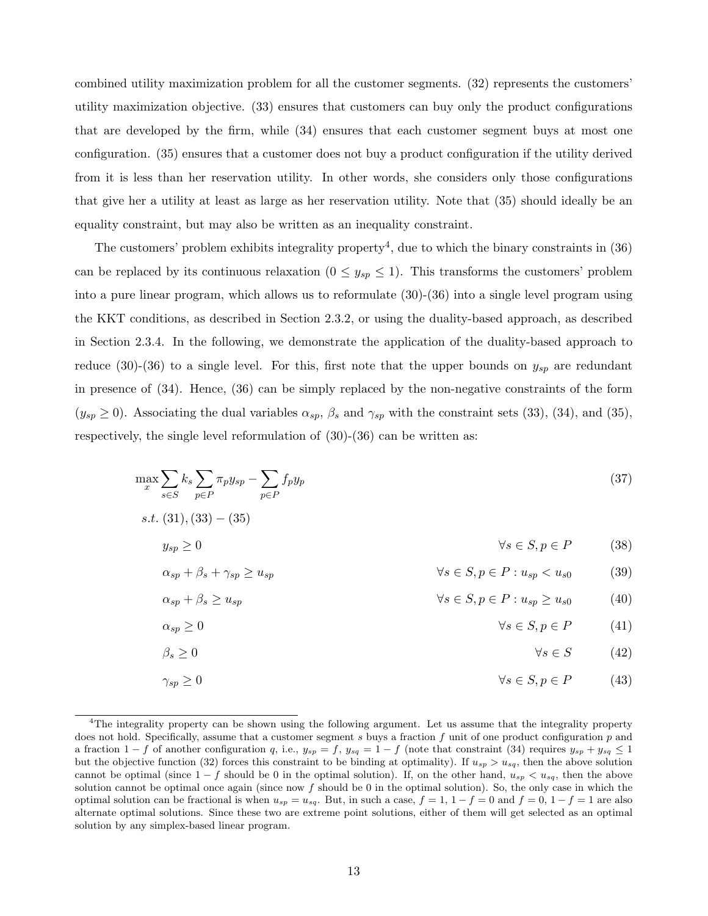combined utility maximization problem for all the customer segments. (32) represents the customers' utility maximization objective. (33) ensures that customers can buy only the product configurations that are developed by the firm, while (34) ensures that each customer segment buys at most one configuration. (35) ensures that a customer does not buy a product configuration if the utility derived from it is less than her reservation utility. In other words, she considers only those configurations that give her a utility at least as large as her reservation utility. Note that (35) should ideally be an equality constraint, but may also be written as an inequality constraint.

The customers' problem exhibits integrality property[4], due to which the binary constraints in (36) can be replaced by its continuous relaxation ($0 \leq y_{sp} \leq 1$). This transforms the customers' problem into a pure linear program, which allows us to reformulate (30)-(36) into a single level program using the KKT conditions, as described in Section 2.3.2, or using the duality-based approach, as described in Section 2.3.4. In the following, we demonstrate the application of the duality-based approach to reduce (30)-(36) to a single level. For this, first note that the upper bounds on $y_{sp}$ are redundant in presence of (34). Hence, (36) can be simply replaced by the non-negative constraints of the form ($y_{sp} \geq 0$). Associating the dual variables $\alpha_{sp}$, $\beta_s$ and $\gamma_{sp}$ with the constraint sets (33), (34), and (35), respectively, the single level reformulation of (30)-(36) can be written as:

$$\max_{x} \sum_{s \in S} k_s \sum_{p \in P} \pi_p y_{sp} - \sum_{p \in P} f_p y_p \tag{37}$$

$$s.t. \ (31), (33) - (35)$$

$$y_{sp} \geq 0 \qquad \forall s \in S, p \in P \tag{38}$$

$$\alpha_{sp} + \beta_s + \gamma_{sp} \geq u_{sp} \qquad \forall s \in S, p \in P : u_{sp} < u_{s0} \tag{39}$$

$$\alpha_{sp} + \beta_s \geq u_{sp} \qquad \forall s \in S, p \in P : u_{sp} \geq u_{s0} \tag{40}$$

$$\alpha_{sp} \geq 0 \qquad \forall s \in S, p \in P \tag{41}$$

$$\beta_s \geq 0 \qquad \forall s \in S \tag{42}$$

$$\gamma_{sp} \geq 0 \qquad \forall s \in S, p \in P \tag{43}$$

[4] The integrality property can be shown using the following argument. Let us assume that the integrality property does not hold. Specifically, assume that a customer segment $s$ buys a fraction $f$ unit of one product configuration $p$ and a fraction $1 - f$ of another configuration $q$, i.e., $y_{sp} = f$, $y_{sq} = 1 - f$ (note that constraint (34) requires $y_{sp} + y_{sq} \leq 1$ but the objective function (32) forces this constraint to be binding at optimality). If $u_{sp} > u_{sq}$, then the above solution cannot be optimal (since $1 - f$ should be 0 in the optimal solution). If, on the other hand, $u_{sp} < u_{sq}$, then the above solution cannot be optimal once again (since now $f$ should be 0 in the optimal solution). So, the only case in which the optimal solution can be fractional is when $u_{sp} = u_{sq}$. But, in such a case, $f = 1$, $1 - f = 0$ and $f = 0$, $1 - f = 1$ are also alternate optimal solutions. Since these two are extreme point solutions, either of them will get selected as an optimal solution by any simplex-based linear program.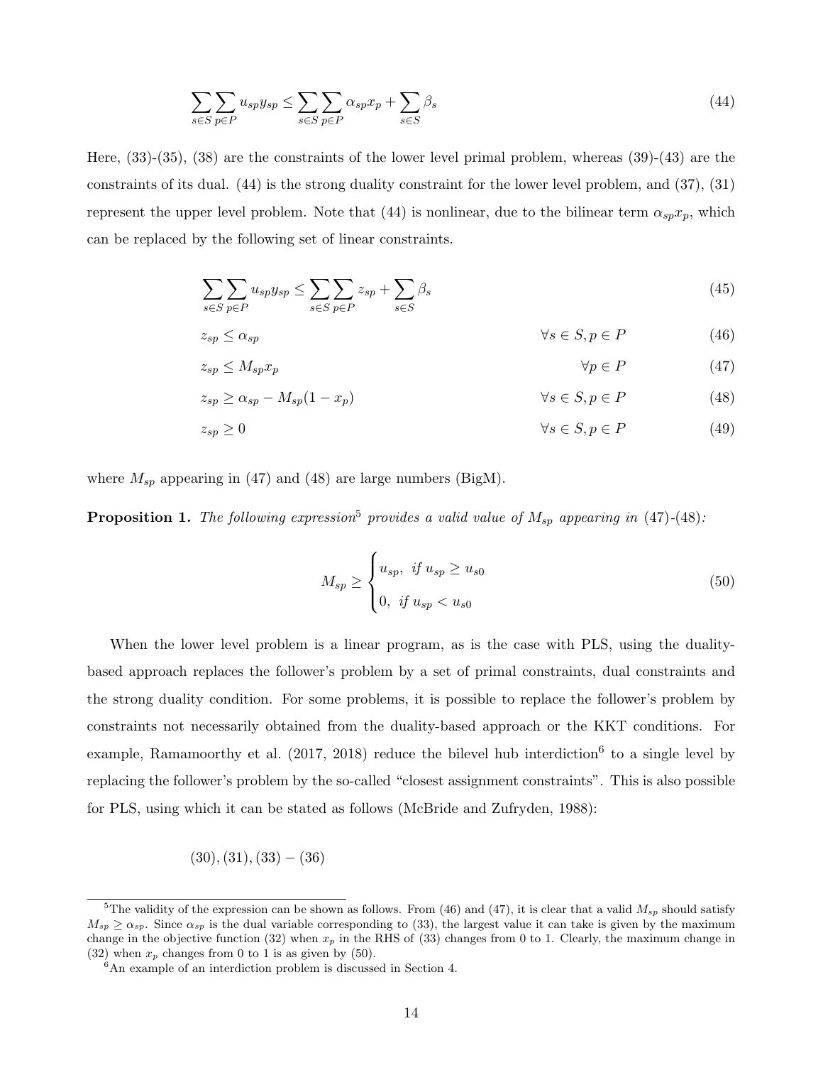$$\sum_{s\in S}\sum_{p\in P} u_{sp}y_{sp} \leq \sum_{s\in S}\sum_{p\in P} \alpha_{sp}x_p + \sum_{s\in S}\beta_s \tag{44}$$

Here, (33)-(35), (38) are the constraints of the lower level primal problem, whereas (39)-(43) are the constraints of its dual. (44) is the strong duality constraint for the lower level problem, and (37), (31) represent the upper level problem. Note that (44) is nonlinear, due to the bilinear term $\alpha_{sp}x_p$, which can be replaced by the following set of linear constraints.

$$\sum_{s\in S}\sum_{p\in P} u_{sp}y_{sp} \leq \sum_{s\in S}\sum_{p\in P} z_{sp} + \sum_{s\in S}\beta_s \tag{45}$$

$$z_{sp} \leq \alpha_{sp} \qquad \forall s\in S, p\in P \tag{46}$$

$$z_{sp} \leq M_{sp}x_p \qquad \forall p\in P \tag{47}$$

$$z_{sp} \geq \alpha_{sp} - M_{sp}(1-x_p) \qquad \forall s\in S, p\in P \tag{48}$$

$$z_{sp} \geq 0 \qquad \forall s\in S, p\in P \tag{49}$$

where $M_{sp}$ appearing in (47) and (48) are large numbers (BigM).

**Proposition 1.** *The following expression[5] provides a valid value of $M_{sp}$ appearing in (47)-(48):*

$$M_{sp} \geq \begin{cases} u_{sp}, & \text{if } u_{sp} \geq u_{s0} \\ 0, & \text{if } u_{sp} < u_{s0} \end{cases} \tag{50}$$

When the lower level problem is a linear program, as is the case with PLS, using the duality-based approach replaces the follower's problem by a set of primal constraints, dual constraints and the strong duality condition. For some problems, it is possible to replace the follower's problem by constraints not necessarily obtained from the duality-based approach or the KKT conditions. For example, Ramamoorthy et al. (2017, 2018) reduce the bilevel hub interdiction[6] to a single level by replacing the follower's problem by the so-called "closest assignment constraints". This is also possible for PLS, using which it can be stated as follows (McBride and Zufryden, 1988):

$$(30), (31), (33)-(36)$$

---

[5] The validity of the expression can be shown as follows. From (46) and (47), it is clear that a valid $M_{sp}$ should satisfy $M_{sp} \geq \alpha_{sp}$. Since $\alpha_{sp}$ is the dual variable corresponding to (33), the largest value it can take is given by the maximum change in the objective function (32) when $x_p$ in the RHS of (33) changes from 0 to 1. Clearly, the maximum change in (32) when $x_p$ changes from 0 to 1 is as given by (50).

[6] An example of an interdiction problem is discussed in Section 4.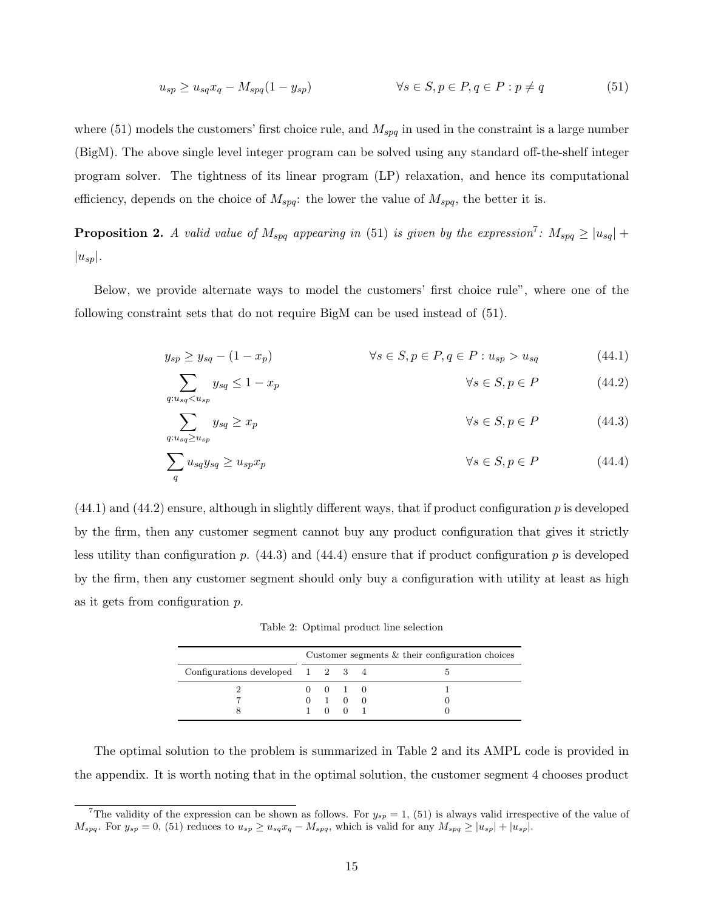$$u_{sp} \geq u_{sq}x_q - M_{spq}(1 - y_{sp}) \qquad \forall s \in S, p \in P, q \in P : p \neq q \tag{51}$$

where (51) models the customers' first choice rule, and $M_{spq}$ in used in the constraint is a large number (BigM). The above single level integer program can be solved using any standard off-the-shelf integer program solver. The tightness of its linear program (LP) relaxation, and hence its computational efficiency, depends on the choice of $M_{spq}$: the lower the value of $M_{spq}$, the better it is.

**Proposition 2.** *A valid value of $M_{spq}$ appearing in* (51) *is given by the expression*[7]*: $M_{spq} \geq |u_{sq}| + |u_{sp}|$.*

Below, we provide alternate ways to model the customers' first choice rule", where one of the following constraint sets that do not require BigM can be used instead of (51).

$$y_{sp} \geq y_{sq} - (1 - x_p) \qquad \forall s \in S, p \in P, q \in P : u_{sp} > u_{sq} \tag{44.1}$$

$$\sum_{q:u_{sq}<u_{sp}} y_{sq} \leq 1 - x_p \qquad \forall s \in S, p \in P \tag{44.2}$$

$$\sum_{q:u_{sq}\geq u_{sp}} y_{sq} \geq x_p \qquad \forall s \in S, p \in P \tag{44.3}$$

$$\sum_{q} u_{sq}y_{sq} \geq u_{sp}x_p \qquad \forall s \in S, p \in P \tag{44.4}$$

(44.1) and (44.2) ensure, although in slightly different ways, that if product configuration $p$ is developed by the firm, then any customer segment cannot buy any product configuration that gives it strictly less utility than configuration $p$. (44.3) and (44.4) ensure that if product configuration $p$ is developed by the firm, then any customer segment should only buy a configuration with utility at least as high as it gets from configuration $p$.

Table 2: Optimal product line selection

| | Customer segments & their configuration choices | | | | |
|---|---|---|---|---|---|
| Configurations developed | 1 | 2 | 3 | 4 | 5 |
| 2 | 0 | 0 | 1 | 0 | 1 |
| 7 | 0 | 1 | 0 | 0 | 0 |
| 8 | 1 | 0 | 0 | 1 | 0 |

The optimal solution to the problem is summarized in Table 2 and its AMPL code is provided in the appendix. It is worth noting that in the optimal solution, the customer segment 4 chooses product

[7] The validity of the expression can be shown as follows. For $y_{sp} = 1$, (51) is always valid irrespective of the value of $M_{spq}$. For $y_{sp} = 0$, (51) reduces to $u_{sp} \geq u_{sq}x_q - M_{spq}$, which is valid for any $M_{spq} \geq |u_{sp}| + |u_{sp}|$.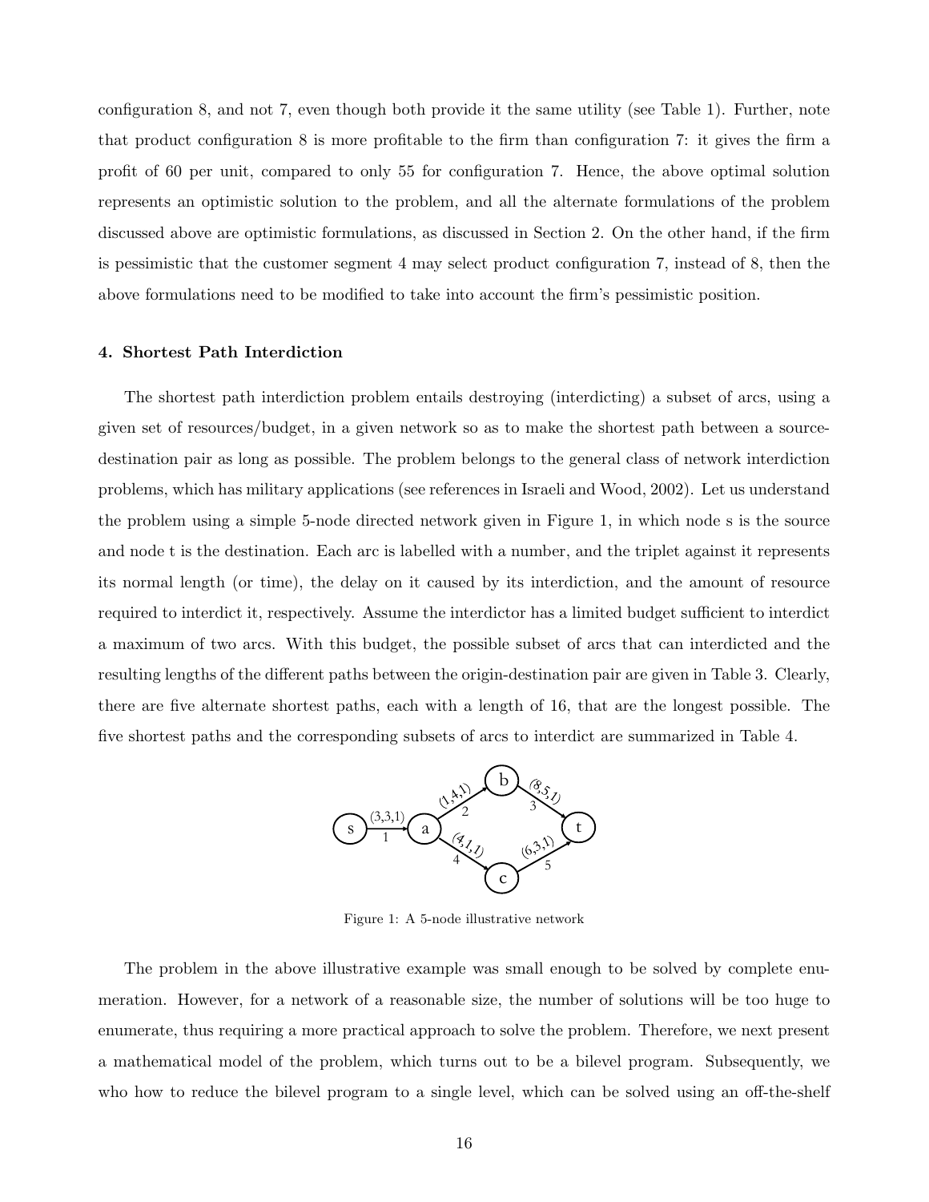configuration 8, and not 7, even though both provide it the same utility (see Table 1). Further, note that product configuration 8 is more profitable to the firm than configuration 7: it gives the firm a profit of 60 per unit, compared to only 55 for configuration 7. Hence, the above optimal solution represents an optimistic solution to the problem, and all the alternate formulations of the problem discussed above are optimistic formulations, as discussed in Section 2. On the other hand, if the firm is pessimistic that the customer segment 4 may select product configuration 7, instead of 8, then the above formulations need to be modified to take into account the firm's pessimistic position.

## 4. Shortest Path Interdiction

The shortest path interdiction problem entails destroying (interdicting) a subset of arcs, using a given set of resources/budget, in a given network so as to make the shortest path between a source-destination pair as long as possible. The problem belongs to the general class of network interdiction problems, which has military applications (see references in Israeli and Wood, 2002). Let us understand the problem using a simple 5-node directed network given in Figure 1, in which node s is the source and node t is the destination. Each arc is labelled with a number, and the triplet against it represents its normal length (or time), the delay on it caused by its interdiction, and the amount of resource required to interdict it, respectively. Assume the interdictor has a limited budget sufficient to interdict a maximum of two arcs. With this budget, the possible subset of arcs that can interdicted and the resulting lengths of the different paths between the origin-destination pair are given in Table 3. Clearly, there are five alternate shortest paths, each with a length of 16, that are the longest possible. The five shortest paths and the corresponding subsets of arcs to interdict are summarized in Table 4.

Figure 1: A 5-node illustrative network

The problem in the above illustrative example was small enough to be solved by complete enumeration. However, for a network of a reasonable size, the number of solutions will be too huge to enumerate, thus requiring a more practical approach to solve the problem. Therefore, we next present a mathematical model of the problem, which turns out to be a bilevel program. Subsequently, we who how to reduce the bilevel program to a single level, which can be solved using an off-the-shelf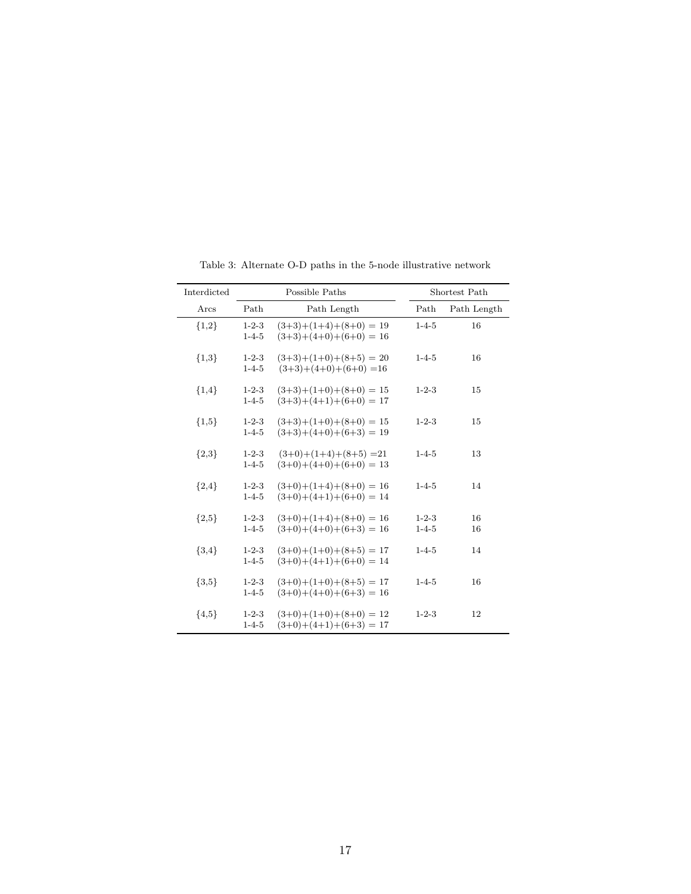Table 3: Alternate O-D paths in the 5-node illustrative network

| Interdicted | Possible Paths | | Shortest Path | |
|---|---|---|---|---|
| Arcs | Path | Path Length | Path | Path Length |
| {1,2} | 1-2-3 | (3+3)+(1+4)+(8+0) = 19 | 1-4-5 | 16 |
| | 1-4-5 | (3+3)+(4+0)+(6+0) = 16 | | |
| {1,3} | 1-2-3 | (3+3)+(1+0)+(8+5) = 20 | 1-4-5 | 16 |
| | 1-4-5 | (3+3)+(4+0)+(6+0) =16 | | |
| {1,4} | 1-2-3 | (3+3)+(1+0)+(8+0) = 15 | 1-2-3 | 15 |
| | 1-4-5 | (3+3)+(4+1)+(6+0) = 17 | | |
| {1,5} | 1-2-3 | (3+3)+(1+0)+(8+0) = 15 | 1-2-3 | 15 |
| | 1-4-5 | (3+3)+(4+0)+(6+3) = 19 | | |
| {2,3} | 1-2-3 | (3+0)+(1+4)+(8+5) =21 | 1-4-5 | 13 |
| | 1-4-5 | (3+0)+(4+0)+(6+0) = 13 | | |
| {2,4} | 1-2-3 | (3+0)+(1+4)+(8+0) = 16 | 1-4-5 | 14 |
| | 1-4-5 | (3+0)+(4+1)+(6+0) = 14 | | |
| {2,5} | 1-2-3 | (3+0)+(1+4)+(8+0) = 16 | 1-2-3 | 16 |
| | 1-4-5 | (3+0)+(4+0)+(6+3) = 16 | 1-4-5 | 16 |
| {3,4} | 1-2-3 | (3+0)+(1+0)+(8+5) = 17 | 1-4-5 | 14 |
| | 1-4-5 | (3+0)+(4+1)+(6+0) = 14 | | |
| {3,5} | 1-2-3 | (3+0)+(1+0)+(8+5) = 17 | 1-4-5 | 16 |
| | 1-4-5 | (3+0)+(4+0)+(6+3) = 16 | | |
| {4,5} | 1-2-3 | (3+0)+(1+0)+(8+0) = 12 | 1-2-3 | 12 |
| | 1-4-5 | (3+0)+(4+1)+(6+3) = 17 | | |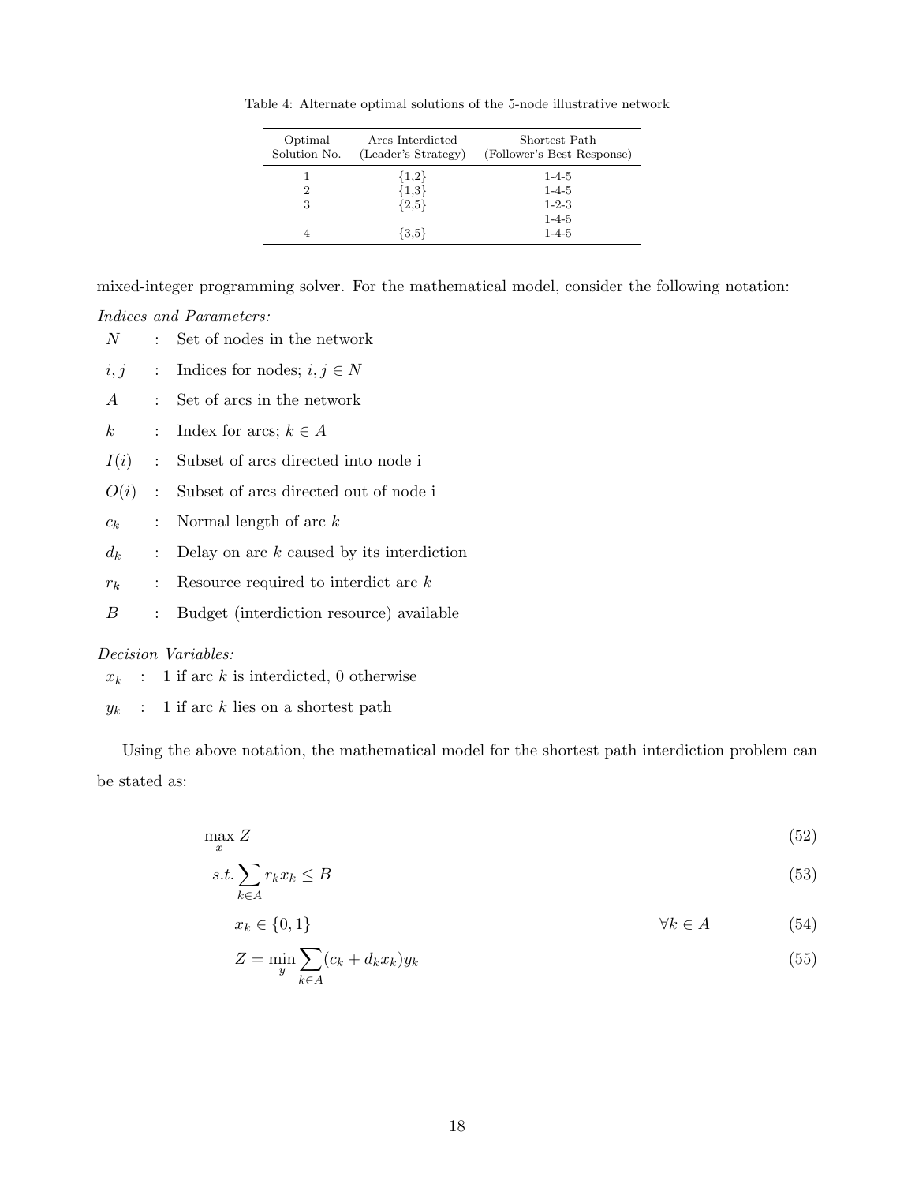Table 4: Alternate optimal solutions of the 5-node illustrative network

| Optimal Solution No. | Arcs Interdicted (Leader's Strategy) | Shortest Path (Follower's Best Response) |
|---|---|---|
| 1 | {1,2} | 1-4-5 |
| 2 | {1,3} | 1-4-5 |
| 3 | {2,5} | 1-2-3 |
| | | 1-4-5 |
| 4 | {3,5} | 1-4-5 |

mixed-integer programming solver. For the mathematical model, consider the following notation:

*Indices and Parameters:*

- $N$ : Set of nodes in the network
- $i, j$ : Indices for nodes; $i, j \in N$
- $A$ : Set of arcs in the network
- $k$ : Index for arcs; $k \in A$
- $I(i)$ : Subset of arcs directed into node i
- $O(i)$ : Subset of arcs directed out of node i
- $c_k$ : Normal length of arc $k$
- $d_k$ : Delay on arc $k$ caused by its interdiction
- $r_k$ : Resource required to interdict arc $k$
- $B$ : Budget (interdiction resource) available

*Decision Variables:*

- $x_k$ : 1 if arc $k$ is interdicted, 0 otherwise
- $y_k$ : 1 if arc $k$ lies on a shortest path

Using the above notation, the mathematical model for the shortest path interdiction problem can be stated as:

$$\max_{x} Z \tag{52}$$

$$s.t. \sum_{k \in A} r_k x_k \leq B \tag{53}$$

$$x_k \in \{0, 1\} \qquad \forall k \in A \tag{54}$$

$$Z = \min_{y} \sum_{k \in A} (c_k + d_k x_k) y_k \tag{55}$$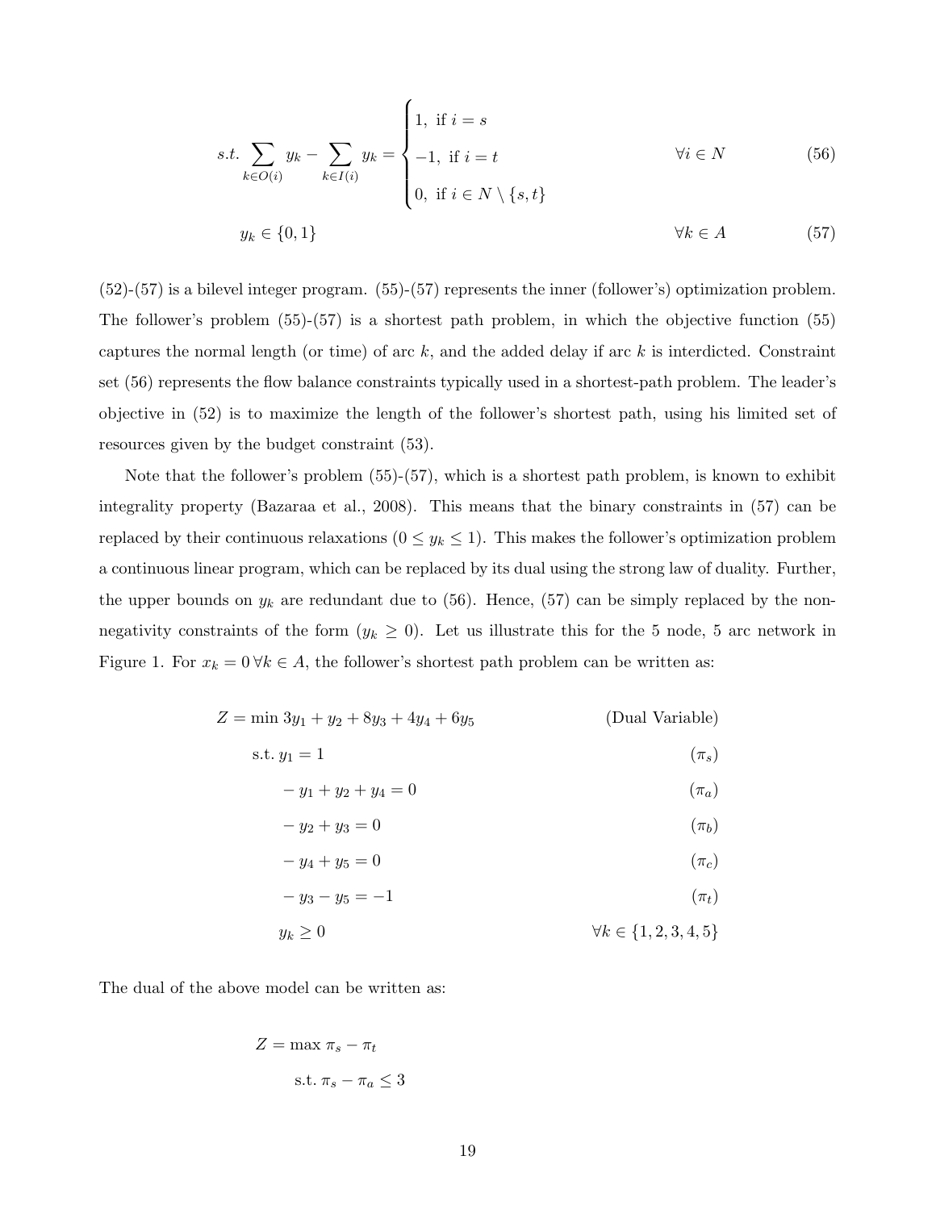$$
s.t. \sum_{k \in O(i)} y_k - \sum_{k \in I(i)} y_k = \begin{cases} 1, & \text{if } i = s \\ -1, & \text{if } i = t \\ 0, & \text{if } i \in N \setminus \{s,t\} \end{cases} \qquad \forall i \in N \tag{56}
$$

$$
y_k \in \{0,1\} \qquad \forall k \in A \tag{57}
$$

(52)-(57) is a bilevel integer program. (55)-(57) represents the inner (follower's) optimization problem. The follower's problem (55)-(57) is a shortest path problem, in which the objective function (55) captures the normal length (or time) of arc $k$, and the added delay if arc $k$ is interdicted. Constraint set (56) represents the flow balance constraints typically used in a shortest-path problem. The leader's objective in (52) is to maximize the length of the follower's shortest path, using his limited set of resources given by the budget constraint (53).

Note that the follower's problem (55)-(57), which is a shortest path problem, is known to exhibit integrality property (Bazaraa et al., 2008). This means that the binary constraints in (57) can be replaced by their continuous relaxations ($0 \leq y_k \leq 1$). This makes the follower's optimization problem a continuous linear program, which can be replaced by its dual using the strong law of duality. Further, the upper bounds on $y_k$ are redundant due to (56). Hence, (57) can be simply replaced by the non-negativity constraints of the form ($y_k \geq 0$). Let us illustrate this for the 5 node, 5 arc network in Figure 1. For $x_k = 0 \, \forall k \in A$, the follower's shortest path problem can be written as:

$$
\begin{aligned}
Z = \min \; & 3y_1 + y_2 + 8y_3 + 4y_4 + 6y_5 && \text{(Dual Variable)} \\
\text{s.t. } & y_1 = 1 && (\pi_s) \\
& -y_1 + y_2 + y_4 = 0 && (\pi_a) \\
& -y_2 + y_3 = 0 && (\pi_b) \\
& -y_4 + y_5 = 0 && (\pi_c) \\
& -y_3 - y_5 = -1 && (\pi_t) \\
& y_k \geq 0 && \forall k \in \{1,2,3,4,5\}
\end{aligned}
$$

The dual of the above model can be written as:

$$
\begin{aligned}
Z = \max \; & \pi_s - \pi_t \\
\text{s.t. } & \pi_s - \pi_a \leq 3
\end{aligned}
$$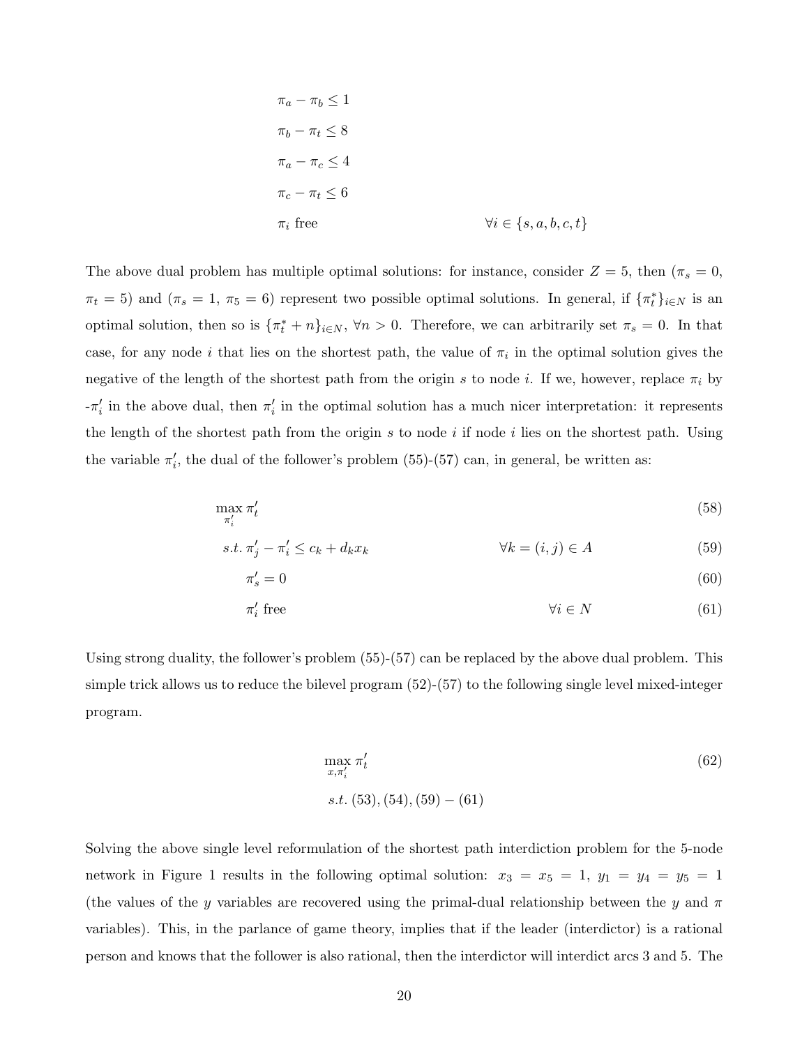$$\pi_a - \pi_b \leq 1$$

$$\pi_b - \pi_t \leq 8$$

$$\pi_a - \pi_c \leq 4$$

$$\pi_c - \pi_t \leq 6$$

$$\pi_i \text{ free} \qquad \forall i \in \{s, a, b, c, t\}$$

The above dual problem has multiple optimal solutions: for instance, consider $Z = 5$, then ($\pi_s = 0$, $\pi_t = 5$) and ($\pi_s = 1$, $\pi_5 = 6$) represent two possible optimal solutions. In general, if $\{\pi_t^*\}_{i \in N}$ is an optimal solution, then so is $\{\pi_t^* + n\}_{i \in N}$, $\forall n > 0$. Therefore, we can arbitrarily set $\pi_s = 0$. In that case, for any node $i$ that lies on the shortest path, the value of $\pi_i$ in the optimal solution gives the negative of the length of the shortest path from the origin $s$ to node $i$. If we, however, replace $\pi_i$ by -$\pi_i'$ in the above dual, then $\pi_i'$ in the optimal solution has a much nicer interpretation: it represents the length of the shortest path from the origin $s$ to node $i$ if node $i$ lies on the shortest path. Using the variable $\pi_i'$, the dual of the follower's problem (55)-(57) can, in general, be written as:

$$\max_{\pi_i'} \pi_t' \tag{58}$$

$$s.t.\ \pi_j' - \pi_i' \leq c_k + d_k x_k \qquad \forall k = (i, j) \in A \tag{59}$$

$$\pi_s' = 0 \tag{60}$$

$$\pi_i' \text{ free} \qquad \forall i \in N \tag{61}$$

Using strong duality, the follower's problem (55)-(57) can be replaced by the above dual problem. This simple trick allows us to reduce the bilevel program (52)-(57) to the following single level mixed-integer program.

$$\max_{x, \pi_i'} \pi_t' \tag{62}$$

$$s.t.\ (53), (54), (59) - (61)$$

Solving the above single level reformulation of the shortest path interdiction problem for the 5-node network in Figure 1 results in the following optimal solution: $x_3 = x_5 = 1$, $y_1 = y_4 = y_5 = 1$ (the values of the $y$ variables are recovered using the primal-dual relationship between the $y$ and $\pi$ variables). This, in the parlance of game theory, implies that if the leader (interdictor) is a rational person and knows that the follower is also rational, then the interdictor will interdict arcs 3 and 5. The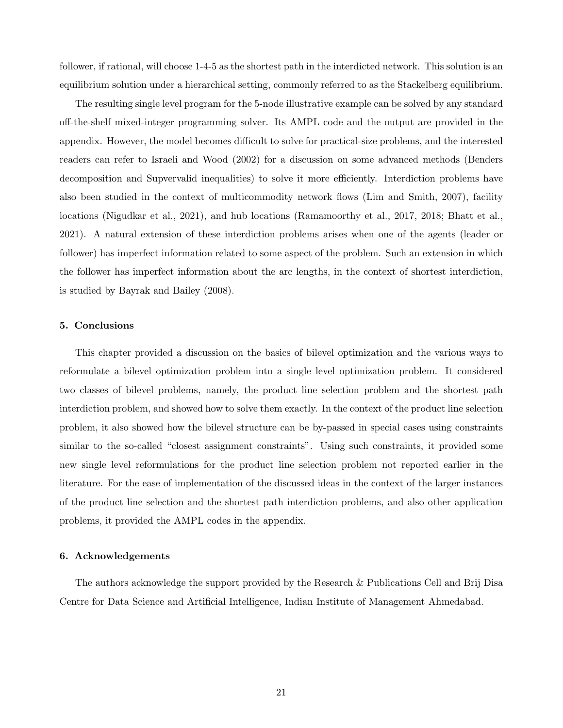follower, if rational, will choose 1-4-5 as the shortest path in the interdicted network. This solution is an equilibrium solution under a hierarchical setting, commonly referred to as the Stackelberg equilibrium.

The resulting single level program for the 5-node illustrative example can be solved by any standard off-the-shelf mixed-integer programming solver. Its AMPL code and the output are provided in the appendix. However, the model becomes difficult to solve for practical-size problems, and the interested readers can refer to Israeli and Wood (2002) for a discussion on some advanced methods (Benders decomposition and Supvervalid inequalities) to solve it more efficiently. Interdiction problems have also been studied in the context of multicommodity network flows (Lim and Smith, 2007), facility locations (Nigudkar et al., 2021), and hub locations (Ramamoorthy et al., 2017, 2018; Bhatt et al., 2021). A natural extension of these interdiction problems arises when one of the agents (leader or follower) has imperfect information related to some aspect of the problem. Such an extension in which the follower has imperfect information about the arc lengths, in the context of shortest interdiction, is studied by Bayrak and Bailey (2008).

## 5. Conclusions

This chapter provided a discussion on the basics of bilevel optimization and the various ways to reformulate a bilevel optimization problem into a single level optimization problem. It considered two classes of bilevel problems, namely, the product line selection problem and the shortest path interdiction problem, and showed how to solve them exactly. In the context of the product line selection problem, it also showed how the bilevel structure can be by-passed in special cases using constraints similar to the so-called "closest assignment constraints". Using such constraints, it provided some new single level reformulations for the product line selection problem not reported earlier in the literature. For the ease of implementation of the discussed ideas in the context of the larger instances of the product line selection and the shortest path interdiction problems, and also other application problems, it provided the AMPL codes in the appendix.

## 6. Acknowledgements

The authors acknowledge the support provided by the Research & Publications Cell and Brij Disa Centre for Data Science and Artificial Intelligence, Indian Institute of Management Ahmedabad.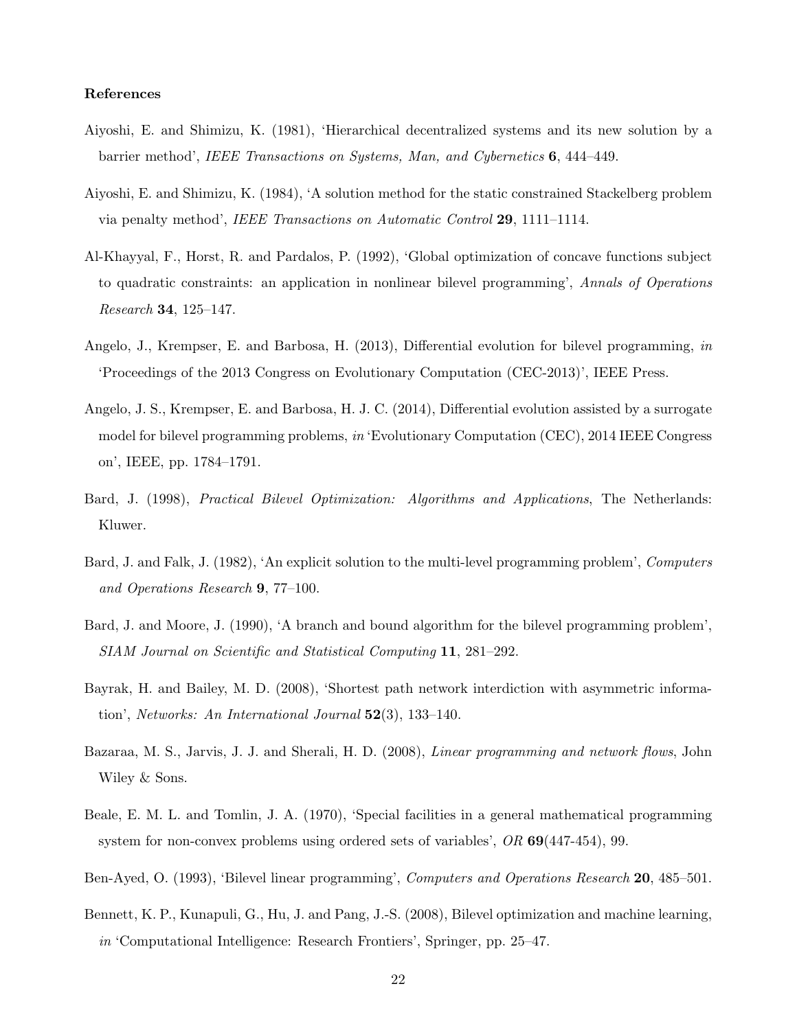**References**

Aiyoshi, E. and Shimizu, K. (1981), 'Hierarchical decentralized systems and its new solution by a barrier method', *IEEE Transactions on Systems, Man, and Cybernetics* **6**, 444–449.

Aiyoshi, E. and Shimizu, K. (1984), 'A solution method for the static constrained Stackelberg problem via penalty method', *IEEE Transactions on Automatic Control* **29**, 1111–1114.

Al-Khayyal, F., Horst, R. and Pardalos, P. (1992), 'Global optimization of concave functions subject to quadratic constraints: an application in nonlinear bilevel programming', *Annals of Operations Research* **34**, 125–147.

Angelo, J., Krempser, E. and Barbosa, H. (2013), Differential evolution for bilevel programming, *in* 'Proceedings of the 2013 Congress on Evolutionary Computation (CEC-2013)', IEEE Press.

Angelo, J. S., Krempser, E. and Barbosa, H. J. C. (2014), Differential evolution assisted by a surrogate model for bilevel programming problems, *in* 'Evolutionary Computation (CEC), 2014 IEEE Congress on', IEEE, pp. 1784–1791.

Bard, J. (1998), *Practical Bilevel Optimization: Algorithms and Applications*, The Netherlands: Kluwer.

Bard, J. and Falk, J. (1982), 'An explicit solution to the multi-level programming problem', *Computers and Operations Research* **9**, 77–100.

Bard, J. and Moore, J. (1990), 'A branch and bound algorithm for the bilevel programming problem', *SIAM Journal on Scientific and Statistical Computing* **11**, 281–292.

Bayrak, H. and Bailey, M. D. (2008), 'Shortest path network interdiction with asymmetric information', *Networks: An International Journal* **52**(3), 133–140.

Bazaraa, M. S., Jarvis, J. J. and Sherali, H. D. (2008), *Linear programming and network flows*, John Wiley & Sons.

Beale, E. M. L. and Tomlin, J. A. (1970), 'Special facilities in a general mathematical programming system for non-convex problems using ordered sets of variables', *OR* **69**(447-454), 99.

Ben-Ayed, O. (1993), 'Bilevel linear programming', *Computers and Operations Research* **20**, 485–501.

Bennett, K. P., Kunapuli, G., Hu, J. and Pang, J.-S. (2008), Bilevel optimization and machine learning, *in* 'Computational Intelligence: Research Frontiers', Springer, pp. 25–47.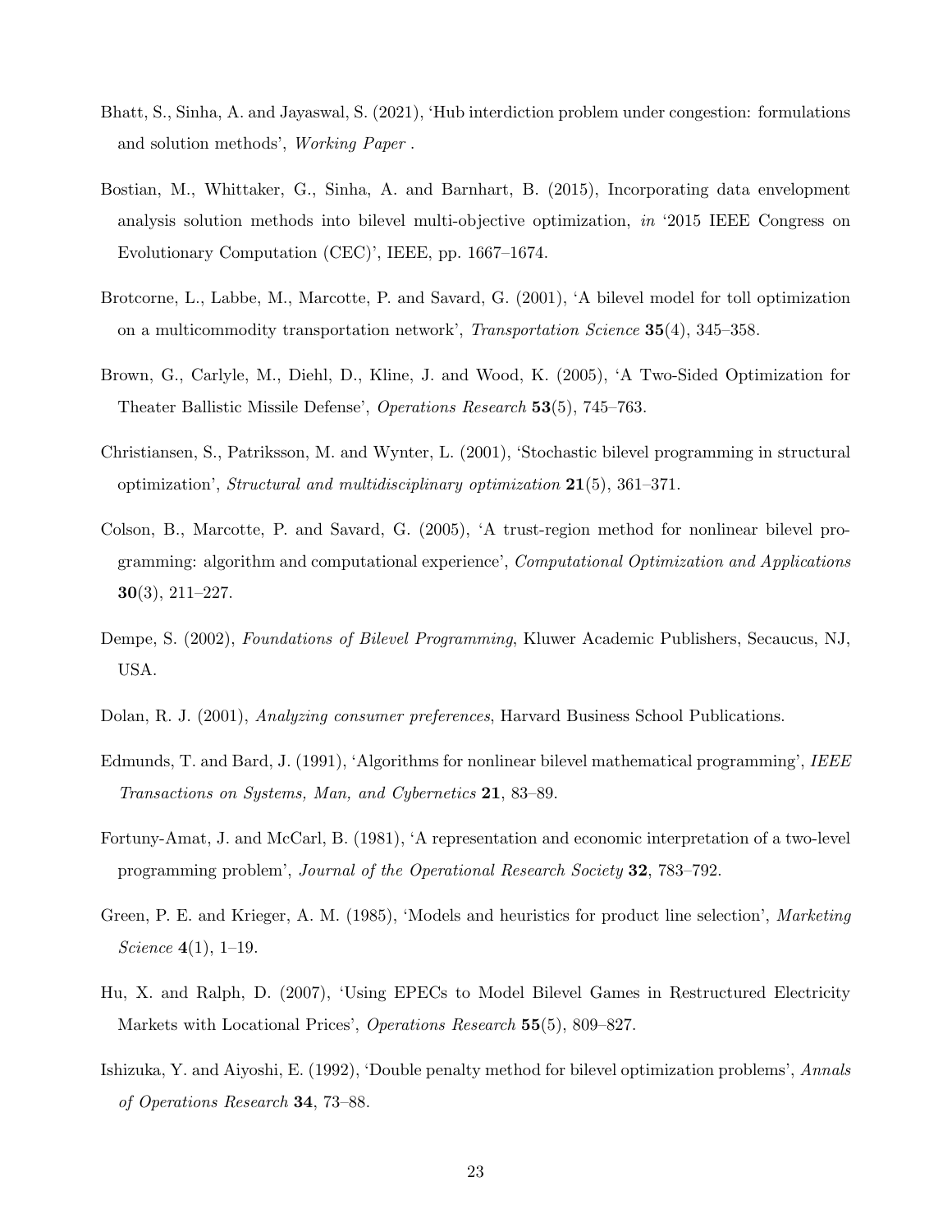Bhatt, S., Sinha, A. and Jayaswal, S. (2021), 'Hub interdiction problem under congestion: formulations and solution methods', *Working Paper* .

Bostian, M., Whittaker, G., Sinha, A. and Barnhart, B. (2015), Incorporating data envelopment analysis solution methods into bilevel multi-objective optimization, *in* '2015 IEEE Congress on Evolutionary Computation (CEC)', IEEE, pp. 1667–1674.

Brotcorne, L., Labbe, M., Marcotte, P. and Savard, G. (2001), 'A bilevel model for toll optimization on a multicommodity transportation network', *Transportation Science* **35**(4), 345–358.

Brown, G., Carlyle, M., Diehl, D., Kline, J. and Wood, K. (2005), 'A Two-Sided Optimization for Theater Ballistic Missile Defense', *Operations Research* **53**(5), 745–763.

Christiansen, S., Patriksson, M. and Wynter, L. (2001), 'Stochastic bilevel programming in structural optimization', *Structural and multidisciplinary optimization* **21**(5), 361–371.

Colson, B., Marcotte, P. and Savard, G. (2005), 'A trust-region method for nonlinear bilevel programming: algorithm and computational experience', *Computational Optimization and Applications* **30**(3), 211–227.

Dempe, S. (2002), *Foundations of Bilevel Programming*, Kluwer Academic Publishers, Secaucus, NJ, USA.

Dolan, R. J. (2001), *Analyzing consumer preferences*, Harvard Business School Publications.

Edmunds, T. and Bard, J. (1991), 'Algorithms for nonlinear bilevel mathematical programming', *IEEE Transactions on Systems, Man, and Cybernetics* **21**, 83–89.

Fortuny-Amat, J. and McCarl, B. (1981), 'A representation and economic interpretation of a two-level programming problem', *Journal of the Operational Research Society* **32**, 783–792.

Green, P. E. and Krieger, A. M. (1985), 'Models and heuristics for product line selection', *Marketing Science* **4**(1), 1–19.

Hu, X. and Ralph, D. (2007), 'Using EPECs to Model Bilevel Games in Restructured Electricity Markets with Locational Prices', *Operations Research* **55**(5), 809–827.

Ishizuka, Y. and Aiyoshi, E. (1992), 'Double penalty method for bilevel optimization problems', *Annals of Operations Research* **34**, 73–88.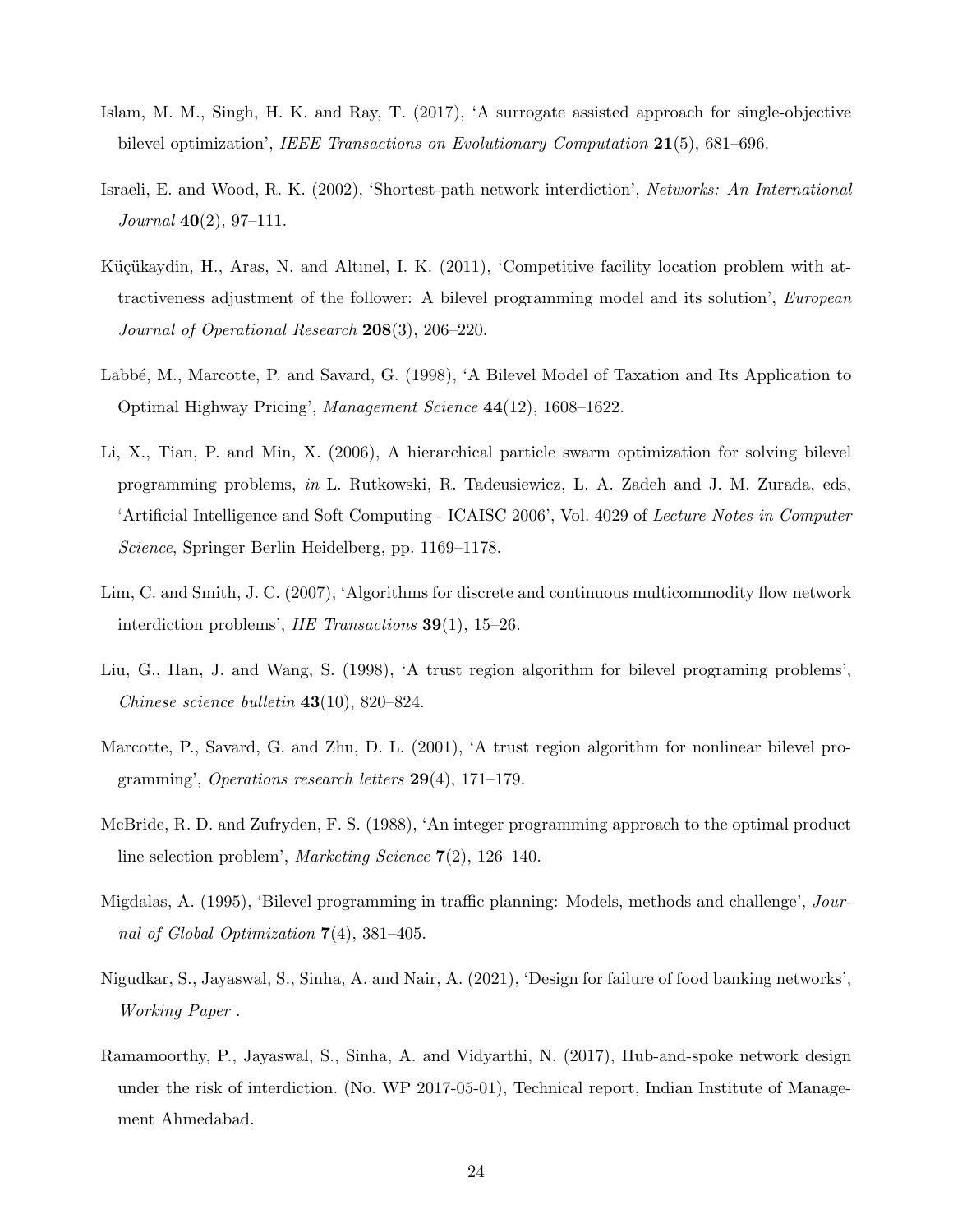Islam, M. M., Singh, H. K. and Ray, T. (2017), 'A surrogate assisted approach for single-objective bilevel optimization', *IEEE Transactions on Evolutionary Computation* **21**(5), 681–696.

Israeli, E. and Wood, R. K. (2002), 'Shortest-path network interdiction', *Networks: An International Journal* **40**(2), 97–111.

Küçükaydin, H., Aras, N. and Altınel, I. K. (2011), 'Competitive facility location problem with attractiveness adjustment of the follower: A bilevel programming model and its solution', *European Journal of Operational Research* **208**(3), 206–220.

Labbé, M., Marcotte, P. and Savard, G. (1998), 'A Bilevel Model of Taxation and Its Application to Optimal Highway Pricing', *Management Science* **44**(12), 1608–1622.

Li, X., Tian, P. and Min, X. (2006), A hierarchical particle swarm optimization for solving bilevel programming problems, *in* L. Rutkowski, R. Tadeusiewicz, L. A. Zadeh and J. M. Zurada, eds, 'Artificial Intelligence and Soft Computing - ICAISC 2006', Vol. 4029 of *Lecture Notes in Computer Science*, Springer Berlin Heidelberg, pp. 1169–1178.

Lim, C. and Smith, J. C. (2007), 'Algorithms for discrete and continuous multicommodity flow network interdiction problems', *IIE Transactions* **39**(1), 15–26.

Liu, G., Han, J. and Wang, S. (1998), 'A trust region algorithm for bilevel programing problems', *Chinese science bulletin* **43**(10), 820–824.

Marcotte, P., Savard, G. and Zhu, D. L. (2001), 'A trust region algorithm for nonlinear bilevel programming', *Operations research letters* **29**(4), 171–179.

McBride, R. D. and Zufryden, F. S. (1988), 'An integer programming approach to the optimal product line selection problem', *Marketing Science* **7**(2), 126–140.

Migdalas, A. (1995), 'Bilevel programming in traffic planning: Models, methods and challenge', *Journal of Global Optimization* **7**(4), 381–405.

Nigudkar, S., Jayaswal, S., Sinha, A. and Nair, A. (2021), 'Design for failure of food banking networks', *Working Paper* .

Ramamoorthy, P., Jayaswal, S., Sinha, A. and Vidyarthi, N. (2017), Hub-and-spoke network design under the risk of interdiction. (No. WP 2017-05-01), Technical report, Indian Institute of Management Ahmedabad.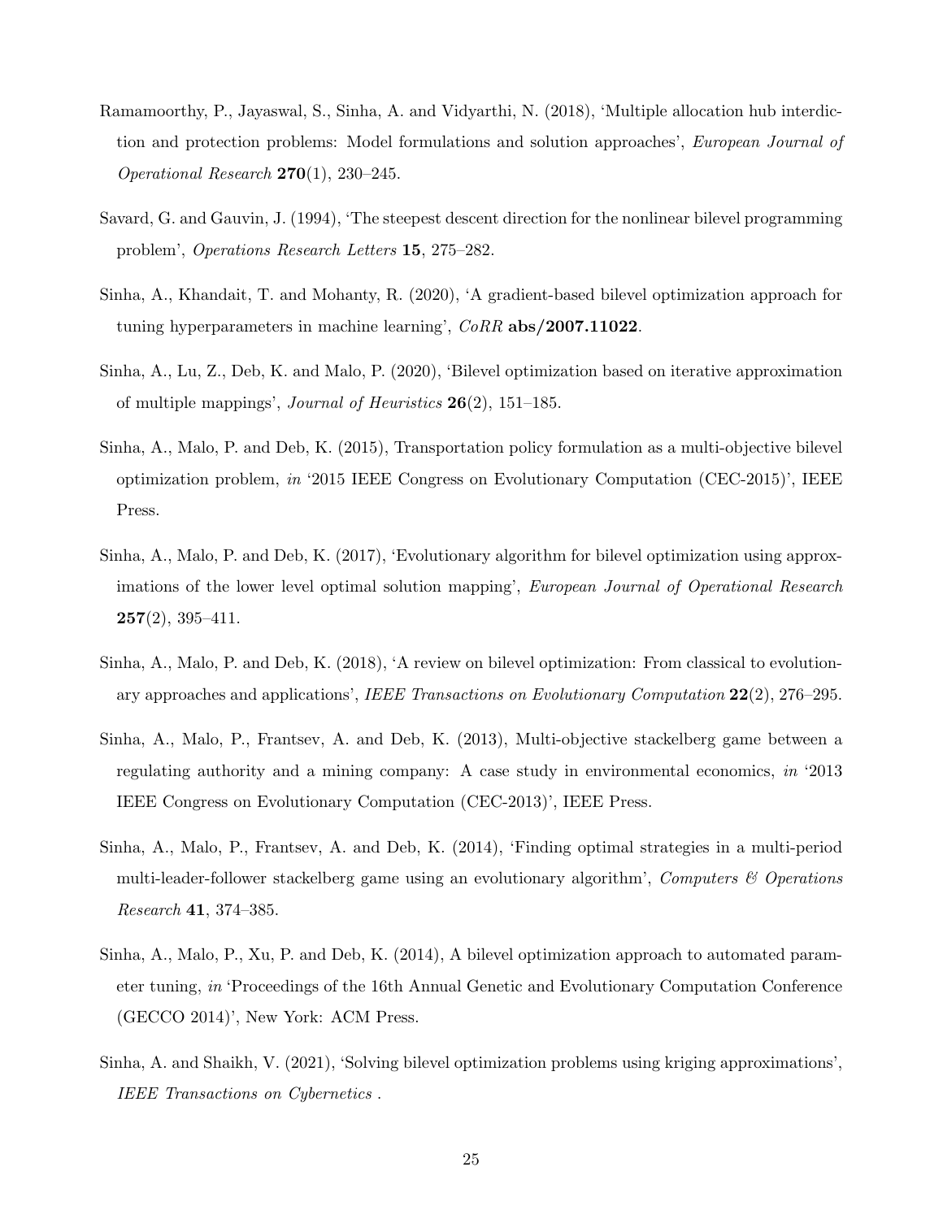Ramamoorthy, P., Jayaswal, S., Sinha, A. and Vidyarthi, N. (2018), 'Multiple allocation hub interdiction and protection problems: Model formulations and solution approaches', *European Journal of Operational Research* **270**(1), 230–245.

Savard, G. and Gauvin, J. (1994), 'The steepest descent direction for the nonlinear bilevel programming problem', *Operations Research Letters* **15**, 275–282.

Sinha, A., Khandait, T. and Mohanty, R. (2020), 'A gradient-based bilevel optimization approach for tuning hyperparameters in machine learning', *CoRR* **abs/2007.11022**.

Sinha, A., Lu, Z., Deb, K. and Malo, P. (2020), 'Bilevel optimization based on iterative approximation of multiple mappings', *Journal of Heuristics* **26**(2), 151–185.

Sinha, A., Malo, P. and Deb, K. (2015), Transportation policy formulation as a multi-objective bilevel optimization problem, *in* '2015 IEEE Congress on Evolutionary Computation (CEC-2015)', IEEE Press.

Sinha, A., Malo, P. and Deb, K. (2017), 'Evolutionary algorithm for bilevel optimization using approximations of the lower level optimal solution mapping', *European Journal of Operational Research* **257**(2), 395–411.

Sinha, A., Malo, P. and Deb, K. (2018), 'A review on bilevel optimization: From classical to evolutionary approaches and applications', *IEEE Transactions on Evolutionary Computation* **22**(2), 276–295.

Sinha, A., Malo, P., Frantsev, A. and Deb, K. (2013), Multi-objective stackelberg game between a regulating authority and a mining company: A case study in environmental economics, *in* '2013 IEEE Congress on Evolutionary Computation (CEC-2013)', IEEE Press.

Sinha, A., Malo, P., Frantsev, A. and Deb, K. (2014), 'Finding optimal strategies in a multi-period multi-leader-follower stackelberg game using an evolutionary algorithm', *Computers & Operations Research* **41**, 374–385.

Sinha, A., Malo, P., Xu, P. and Deb, K. (2014), A bilevel optimization approach to automated parameter tuning, *in* 'Proceedings of the 16th Annual Genetic and Evolutionary Computation Conference (GECCO 2014)', New York: ACM Press.

Sinha, A. and Shaikh, V. (2021), 'Solving bilevel optimization problems using kriging approximations', *IEEE Transactions on Cybernetics* .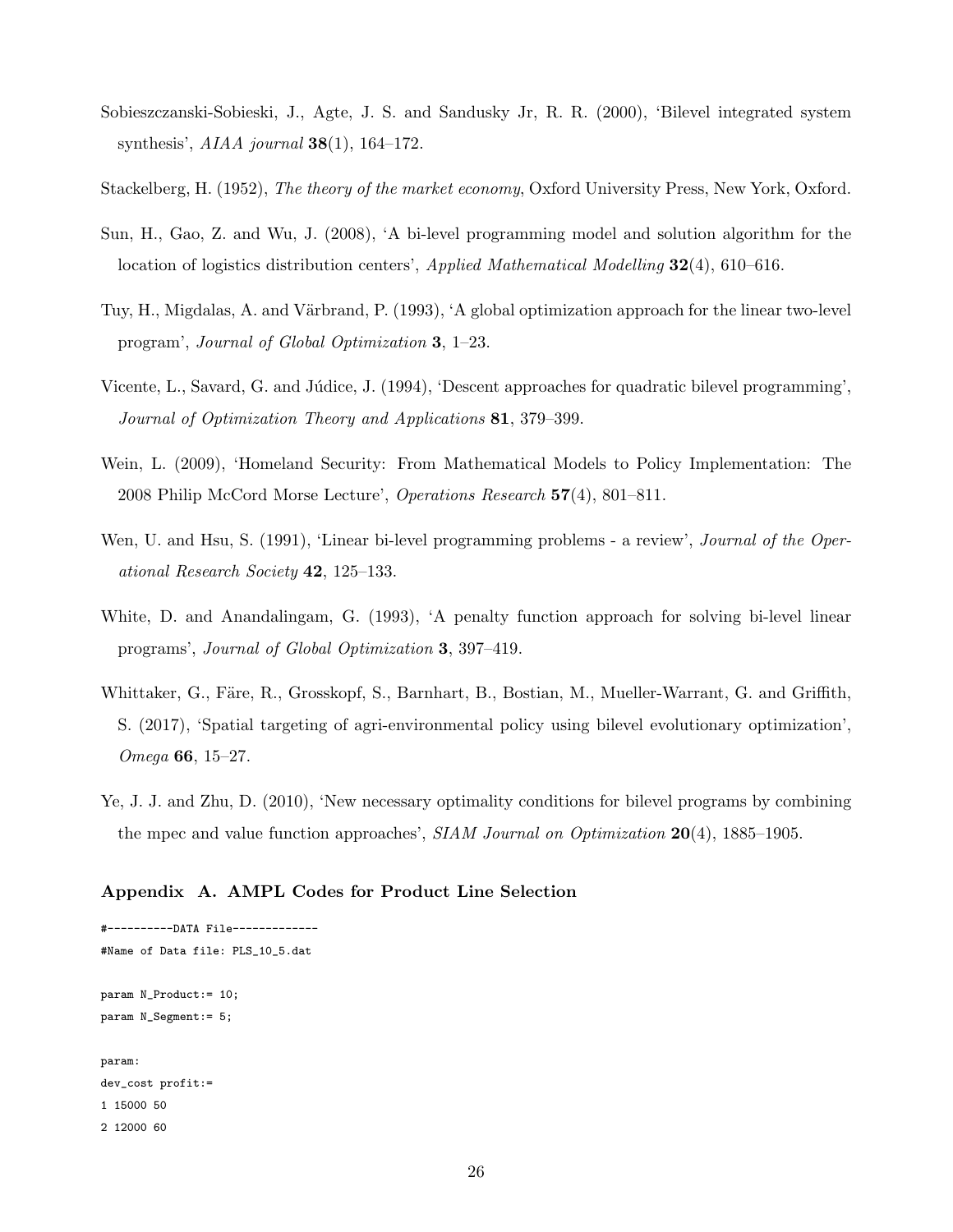Sobieszczanski-Sobieski, J., Agte, J. S. and Sandusky Jr, R. R. (2000), 'Bilevel integrated system synthesis', *AIAA journal* **38**(1), 164–172.

Stackelberg, H. (1952), *The theory of the market economy*, Oxford University Press, New York, Oxford.

Sun, H., Gao, Z. and Wu, J. (2008), 'A bi-level programming model and solution algorithm for the location of logistics distribution centers', *Applied Mathematical Modelling* **32**(4), 610–616.

Tuy, H., Migdalas, A. and Värbrand, P. (1993), 'A global optimization approach for the linear two-level program', *Journal of Global Optimization* **3**, 1–23.

Vicente, L., Savard, G. and Júdice, J. (1994), 'Descent approaches for quadratic bilevel programming', *Journal of Optimization Theory and Applications* **81**, 379–399.

Wein, L. (2009), 'Homeland Security: From Mathematical Models to Policy Implementation: The 2008 Philip McCord Morse Lecture', *Operations Research* **57**(4), 801–811.

Wen, U. and Hsu, S. (1991), 'Linear bi-level programming problems - a review', *Journal of the Operational Research Society* **42**, 125–133.

White, D. and Anandalingam, G. (1993), 'A penalty function approach for solving bi-level linear programs', *Journal of Global Optimization* **3**, 397–419.

Whittaker, G., Färe, R., Grosskopf, S., Barnhart, B., Bostian, M., Mueller-Warrant, G. and Griffith, S. (2017), 'Spatial targeting of agri-environmental policy using bilevel evolutionary optimization', *Omega* **66**, 15–27.

Ye, J. J. and Zhu, D. (2010), 'New necessary optimality conditions for bilevel programs by combining the mpec and value function approaches', *SIAM Journal on Optimization* **20**(4), 1885–1905.

### Appendix A. AMPL Codes for Product Line Selection

```
#----------DATA File-------------
#Name of Data file: PLS_10_5.dat

param N_Product:= 10;
param N_Segment:= 5;

param:
dev_cost profit:=
1 15000 50
2 12000 60
```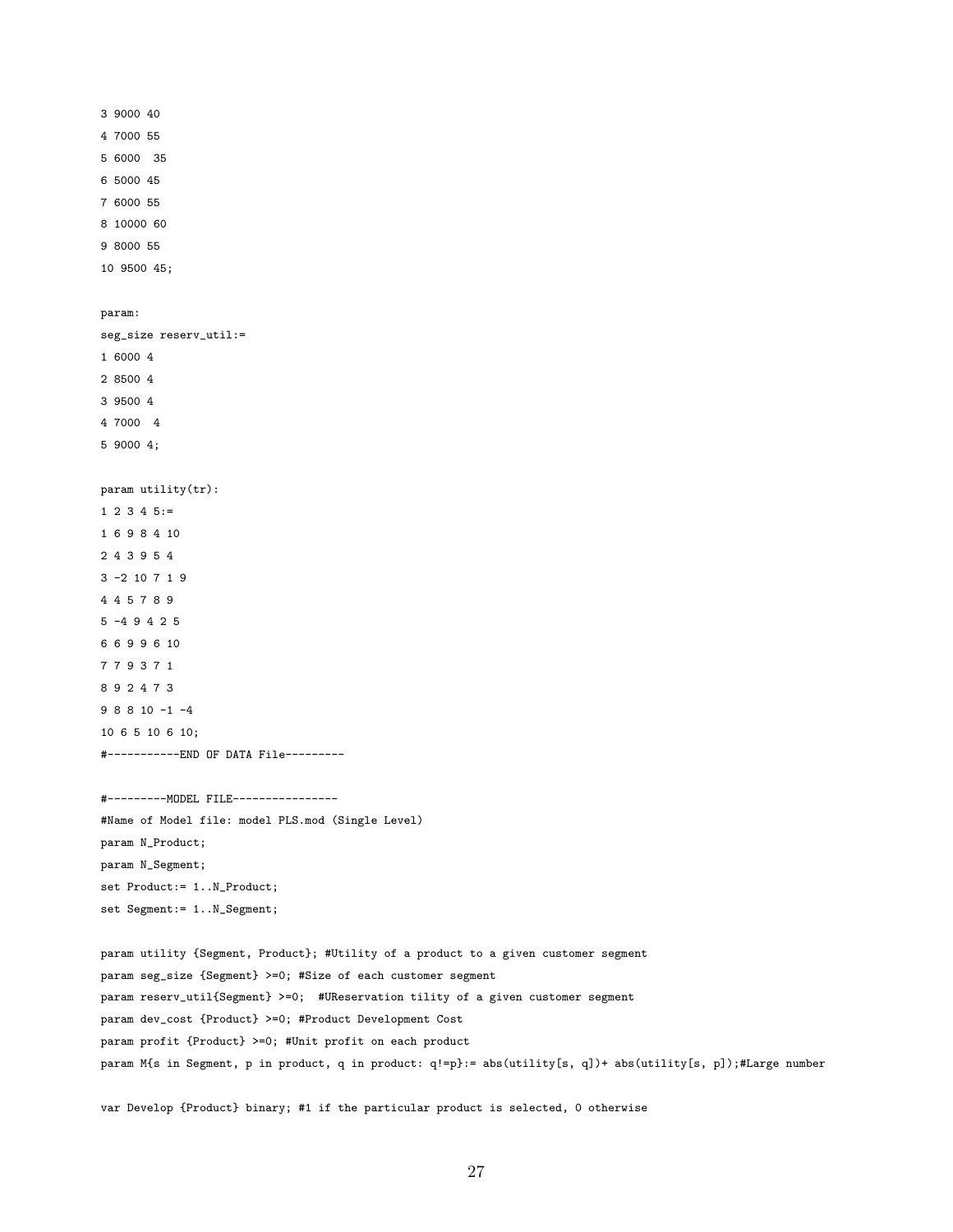```
3 9000 40
4 7000 55
5 6000  35
6 5000 45
7 6000 55
8 10000 60
9 8000 55
10 9500 45;

param:
seg_size reserv_util:=
1 6000 4
2 8500 4
3 9500 4
4 7000  4
5 9000 4;

param utility(tr):
1 2 3 4 5:=
1 6 9 8 4 10
2 4 3 9 5 4
3 -2 10 7 1 9
4 4 5 7 8 9
5 -4 9 4 2 5
6 6 9 9 6 10
7 7 9 3 7 1
8 9 2 4 7 3
9 8 8 10 -1 -4
10 6 5 10 6 10;
#-----------END OF DATA File---------

#---------MODEL FILE----------------
#Name of Model file: model PLS.mod (Single Level)
param N_Product;
param N_Segment;
set Product:= 1..N_Product;
set Segment:= 1..N_Segment;

param utility {Segment, Product}; #Utility of a product to a given customer segment
param seg_size {Segment} >=0; #Size of each customer segment
param reserv_util{Segment} >=0;  #UReservation tility of a given customer segment
param dev_cost {Product} >=0; #Product Development Cost
param profit {Product} >=0; #Unit profit on each product
param M{s in Segment, p in product, q in product: q!=p}:= abs(utility[s, q])+ abs(utility[s, p]);#Large number

var Develop {Product} binary; #1 if the particular product is selected, 0 otherwise
```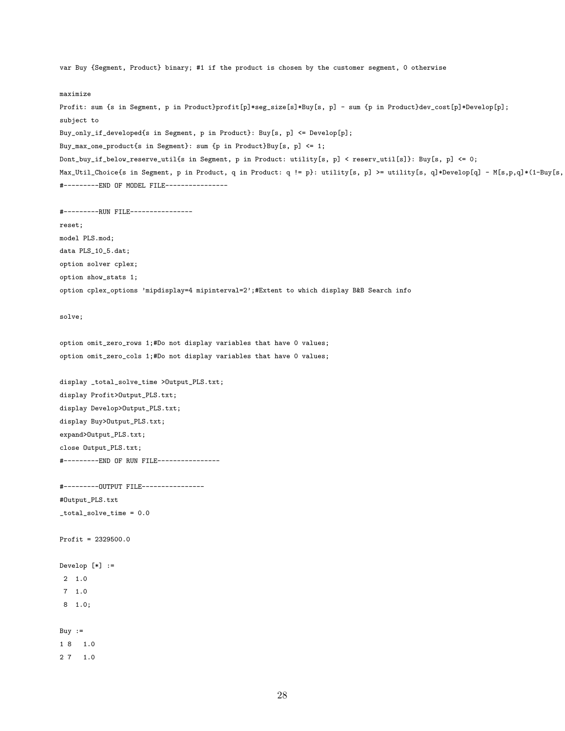```
var Buy {Segment, Product} binary; #1 if the product is chosen by the customer segment, 0 otherwise

maximize
Profit: sum {s in Segment, p in Product}profit[p]*seg_size[s]*Buy[s, p] - sum {p in Product}dev_cost[p]*Develop[p];
subject to
Buy_only_if_developed{s in Segment, p in Product}: Buy[s, p] <= Develop[p];
Buy_max_one_product{s in Segment}: sum {p in Product}Buy[s, p] <= 1;
Dont_buy_if_below_reserve_util{s in Segment, p in Product: utility[s, p] < reserv_util[s]}: Buy[s, p] <= 0;
Max_Util_Choice{s in Segment, p in Product, q in Product: q != p}: utility[s, p] >= utility[s, q]*Develop[q] - M[s,p,q]*(1-Buy[s,
#---------END OF MODEL FILE----------------

#---------RUN FILE----------------
reset;
model PLS.mod;
data PLS_10_5.dat;
option solver cplex;
option show_stats 1;
option cplex_options 'mipdisplay=4 mipinterval=2';#Extent to which display B&B Search info

solve;

option omit_zero_rows 1;#Do not display variables that have 0 values;
option omit_zero_cols 1;#Do not display variables that have 0 values;

display _total_solve_time >Output_PLS.txt;
display Profit>Output_PLS.txt;
display Develop>Output_PLS.txt;
display Buy>Output_PLS.txt;
expand>Output_PLS.txt;
close Output_PLS.txt;
#---------END OF RUN FILE----------------

#---------OUTPUT FILE----------------
#Output_PLS.txt
_total_solve_time = 0.0

Profit = 2329500.0

Develop [*] :=
 2  1.0
 7  1.0
 8  1.0;

Buy :=
1 8   1.0
2 7   1.0
```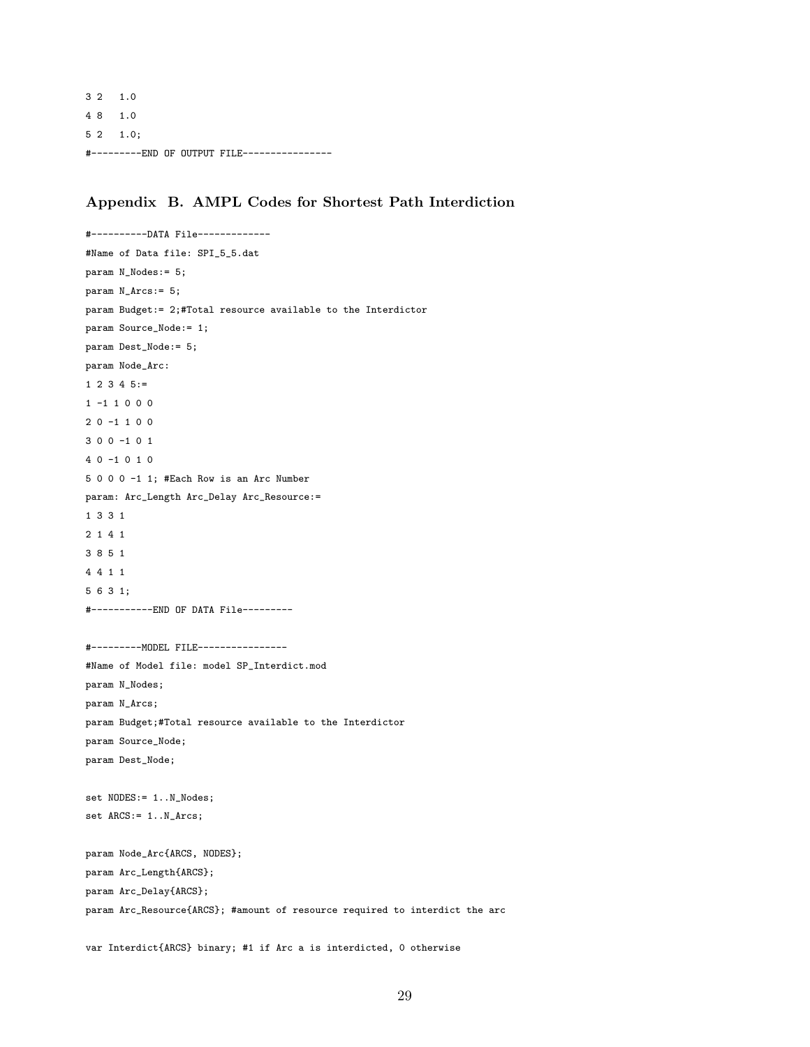```
3 2   1.0
4 8   1.0
5 2   1.0;
#---------END OF OUTPUT FILE----------------
```

## Appendix B. AMPL Codes for Shortest Path Interdiction

```
#----------DATA File-------------
#Name of Data file: SPI_5_5.dat
param N_Nodes:= 5;
param N_Arcs:= 5;
param Budget:= 2;#Total resource available to the Interdictor
param Source_Node:= 1;
param Dest_Node:= 5;
param Node_Arc:
1 2 3 4 5:=
1 -1 1 0 0 0
2 0 -1 1 0 0
3 0 0 -1 0 1
4 0 -1 0 1 0
5 0 0 0 -1 1; #Each Row is an Arc Number
param: Arc_Length Arc_Delay Arc_Resource:=
1 3 3 1
2 1 4 1
3 8 5 1
4 4 1 1
5 6 3 1;
#-----------END OF DATA File---------

#---------MODEL FILE----------------
#Name of Model file: model SP_Interdict.mod
param N_Nodes;
param N_Arcs;
param Budget;#Total resource available to the Interdictor
param Source_Node;
param Dest_Node;

set NODES:= 1..N_Nodes;
set ARCS:= 1..N_Arcs;

param Node_Arc{ARCS, NODES};
param Arc_Length{ARCS};
param Arc_Delay{ARCS};
param Arc_Resource{ARCS}; #amount of resource required to interdict the arc

var Interdict{ARCS} binary; #1 if Arc a is interdicted, 0 otherwise
```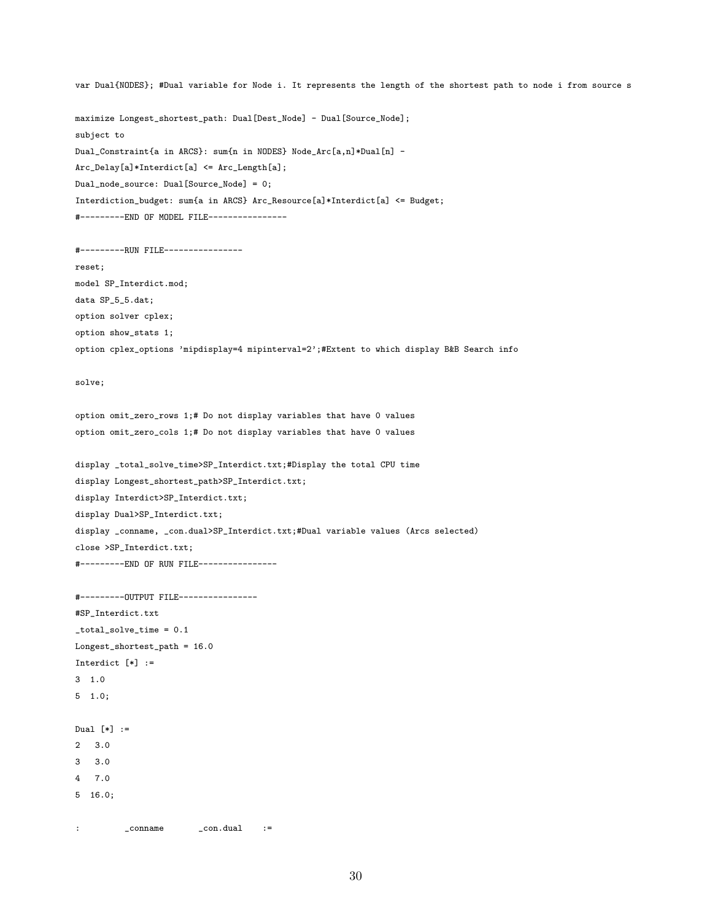```
var Dual{NODES}; #Dual variable for Node i. It represents the length of the shortest path to node i from source s

maximize Longest_shortest_path: Dual[Dest_Node] - Dual[Source_Node];
subject to
Dual_Constraint{a in ARCS}: sum{n in NODES} Node_Arc[a,n]*Dual[n] -
Arc_Delay[a]*Interdict[a] <= Arc_Length[a];
Dual_node_source: Dual[Source_Node] = 0;
Interdiction_budget: sum{a in ARCS} Arc_Resource[a]*Interdict[a] <= Budget;
#---------END OF MODEL FILE----------------

#---------RUN FILE----------------
reset;
model SP_Interdict.mod;
data SP_5_5.dat;
option solver cplex;
option show_stats 1;
option cplex_options 'mipdisplay=4 mipinterval=2';#Extent to which display B&B Search info

solve;

option omit_zero_rows 1;# Do not display variables that have 0 values
option omit_zero_cols 1;# Do not display variables that have 0 values

display _total_solve_time>SP_Interdict.txt;#Display the total CPU time
display Longest_shortest_path>SP_Interdict.txt;
display Interdict>SP_Interdict.txt;
display Dual>SP_Interdict.txt;
display _conname, _con.dual>SP_Interdict.txt;#Dual variable values (Arcs selected)
close >SP_Interdict.txt;
#---------END OF RUN FILE----------------

#---------OUTPUT FILE----------------
#SP_Interdict.txt
_total_solve_time = 0.1
Longest_shortest_path = 16.0
Interdict [*] :=
3  1.0
5  1.0;

Dual [*] :=
2   3.0
3   3.0
4   7.0
5  16.0;

:         _conname       _con.dual    :=
```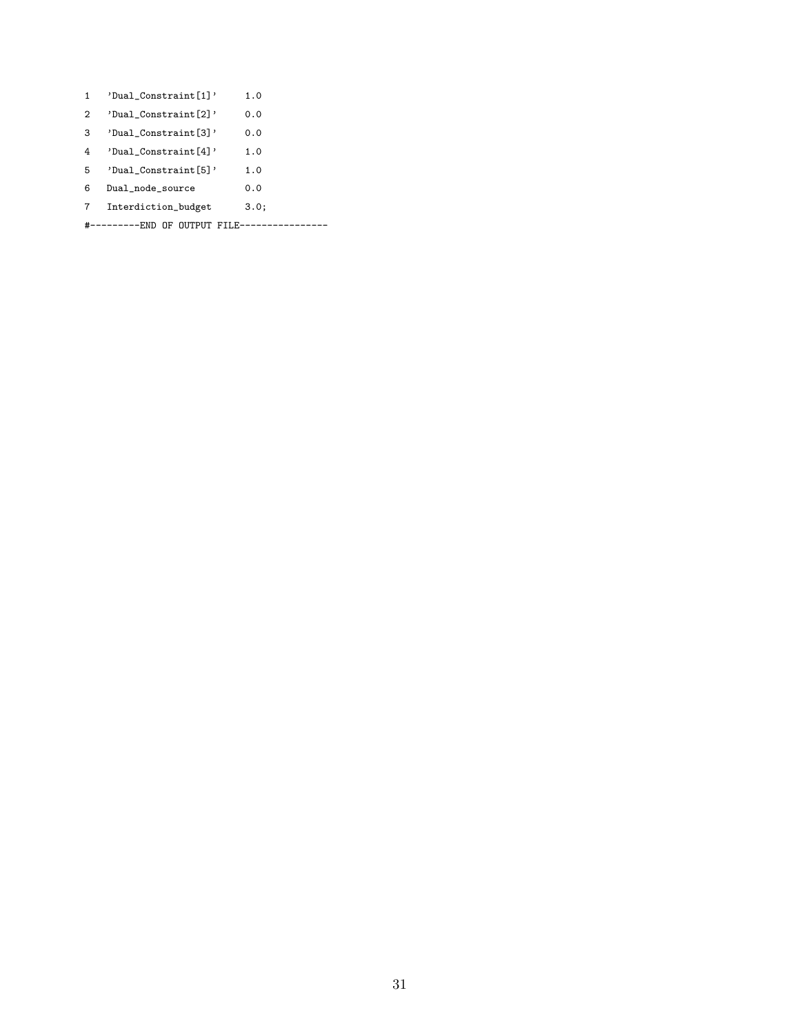```
1   'Dual_Constraint[1]'     1.0
2   'Dual_Constraint[2]'     0.0
3   'Dual_Constraint[3]'     0.0
4   'Dual_Constraint[4]'     1.0
5   'Dual_Constraint[5]'     1.0
6   Dual_node_source         0.0
7   Interdiction_budget      3.0;
#---------END OF OUTPUT FILE----------------
```